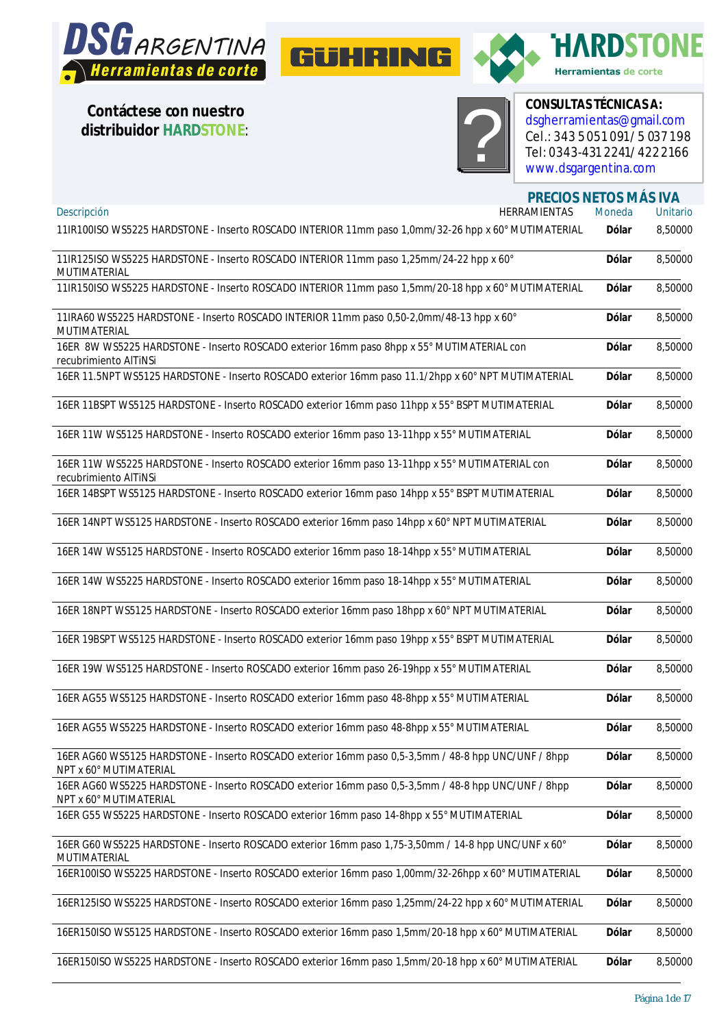DSG ARGENTINA Herramientas de corte

GÜHRING

HARDSTONE Herramientas de corte

**Contáctese con nuestro distribuidor HARDSTONE:**

**CONSULTAS TÉCNICAS A:**
dsgherramientas@gmail.com
Cel.: 343 5 051 091/ 5 037 198
Tel: 0343-431 2241/ 422 2166
www.dsgargentina.com

**PRECIOS NETOS MÁS IVA**

| Descripción | HERRAMIENTAS | Moneda | Unitario |
|---|---|---|---|
| 11IR100ISO WS5225 HARDSTONE - Inserto ROSCADO INTERIOR 11mm paso 1,0mm/32-26 hpp x 60° MUTIMATERIAL | | **Dólar** | 8,50000 |
| 11IR125ISO WS5225 HARDSTONE - Inserto ROSCADO INTERIOR 11mm paso 1,25mm/24-22 hpp x 60° MUTIMATERIAL | | **Dólar** | 8,50000 |
| 11IR150ISO WS5225 HARDSTONE - Inserto ROSCADO INTERIOR 11mm paso 1,5mm/20-18 hpp x 60° MUTIMATERIAL | | **Dólar** | 8,50000 |
| 11IRA60 WS5225 HARDSTONE - Inserto ROSCADO INTERIOR 11mm paso 0,50-2,0mm/48-13 hpp x 60° MUTIMATERIAL | | **Dólar** | 8,50000 |
| 16ER 8W WS5225 HARDSTONE - Inserto ROSCADO exterior 16mm paso 8hpp x 55° MUTIMATERIAL con recubrimiento AlTiNSi | | **Dólar** | 8,50000 |
| 16ER 11.5NPT WS5125 HARDSTONE - Inserto ROSCADO exterior 16mm paso 11.1/2hpp x 60° NPT MUTIMATERIAL | | **Dólar** | 8,50000 |
| 16ER 11BSPT WS5125 HARDSTONE - Inserto ROSCADO exterior 16mm paso 11hpp x 55° BSPT MUTIMATERIAL | | **Dólar** | 8,50000 |
| 16ER 11W WS5125 HARDSTONE - Inserto ROSCADO exterior 16mm paso 13-11hpp x 55° MUTIMATERIAL | | **Dólar** | 8,50000 |
| 16ER 11W WS5225 HARDSTONE - Inserto ROSCADO exterior 16mm paso 13-11hpp x 55° MUTIMATERIAL con recubrimiento AlTiNSi | | **Dólar** | 8,50000 |
| 16ER 14BSPT WS5125 HARDSTONE - Inserto ROSCADO exterior 16mm paso 14hpp x 55° BSPT MUTIMATERIAL | | **Dólar** | 8,50000 |
| 16ER 14NPT WS5125 HARDSTONE - Inserto ROSCADO exterior 16mm paso 14hpp x 60° NPT MUTIMATERIAL | | **Dólar** | 8,50000 |
| 16ER 14W WS5125 HARDSTONE - Inserto ROSCADO exterior 16mm paso 18-14hpp x 55° MUTIMATERIAL | | **Dólar** | 8,50000 |
| 16ER 14W WS5225 HARDSTONE - Inserto ROSCADO exterior 16mm paso 18-14hpp x 55° MUTIMATERIAL | | **Dólar** | 8,50000 |
| 16ER 18NPT WS5125 HARDSTONE - Inserto ROSCADO exterior 16mm paso 18hpp x 60° NPT MUTIMATERIAL | | **Dólar** | 8,50000 |
| 16ER 19BSPT WS5125 HARDSTONE - Inserto ROSCADO exterior 16mm paso 19hpp x 55° BSPT MUTIMATERIAL | | **Dólar** | 8,50000 |
| 16ER 19W WS5125 HARDSTONE - Inserto ROSCADO exterior 16mm paso 26-19hpp x 55° MUTIMATERIAL | | **Dólar** | 8,50000 |
| 16ER AG55 WS5125 HARDSTONE - Inserto ROSCADO exterior 16mm paso 48-8hpp x 55° MUTIMATERIAL | | **Dólar** | 8,50000 |
| 16ER AG55 WS5225 HARDSTONE - Inserto ROSCADO exterior 16mm paso 48-8hpp x 55° MUTIMATERIAL | | **Dólar** | 8,50000 |
| 16ER AG60 WS5125 HARDSTONE - Inserto ROSCADO exterior 16mm paso 0,5-3,5mm / 48-8 hpp UNC/UNF / 8hpp NPT x 60° MUTIMATERIAL | | **Dólar** | 8,50000 |
| 16ER AG60 WS5225 HARDSTONE - Inserto ROSCADO exterior 16mm paso 0,5-3,5mm / 48-8 hpp UNC/UNF / 8hpp NPT x 60° MUTIMATERIAL | | **Dólar** | 8,50000 |
| 16ER G55 WS5225 HARDSTONE - Inserto ROSCADO exterior 16mm paso 14-8hpp x 55° MUTIMATERIAL | | **Dólar** | 8,50000 |
| 16ER G60 WS5225 HARDSTONE - Inserto ROSCADO exterior 16mm paso 1,75-3,50mm / 14-8 hpp UNC/UNF x 60° MUTIMATERIAL | | **Dólar** | 8,50000 |
| 16ER100ISO WS5225 HARDSTONE - Inserto ROSCADO exterior 16mm paso 1,00mm/32-26hpp x 60° MUTIMATERIAL | | **Dólar** | 8,50000 |
| 16ER125ISO WS5225 HARDSTONE - Inserto ROSCADO exterior 16mm paso 1,25mm/24-22 hpp x 60° MUTIMATERIAL | | **Dólar** | 8,50000 |
| 16ER150ISO WS5125 HARDSTONE - Inserto ROSCADO exterior 16mm paso 1,5mm/20-18 hpp x 60° MUTIMATERIAL | | **Dólar** | 8,50000 |
| 16ER150ISO WS5225 HARDSTONE - Inserto ROSCADO exterior 16mm paso 1,5mm/20-18 hpp x 60° MUTIMATERIAL | | **Dólar** | 8,50000 |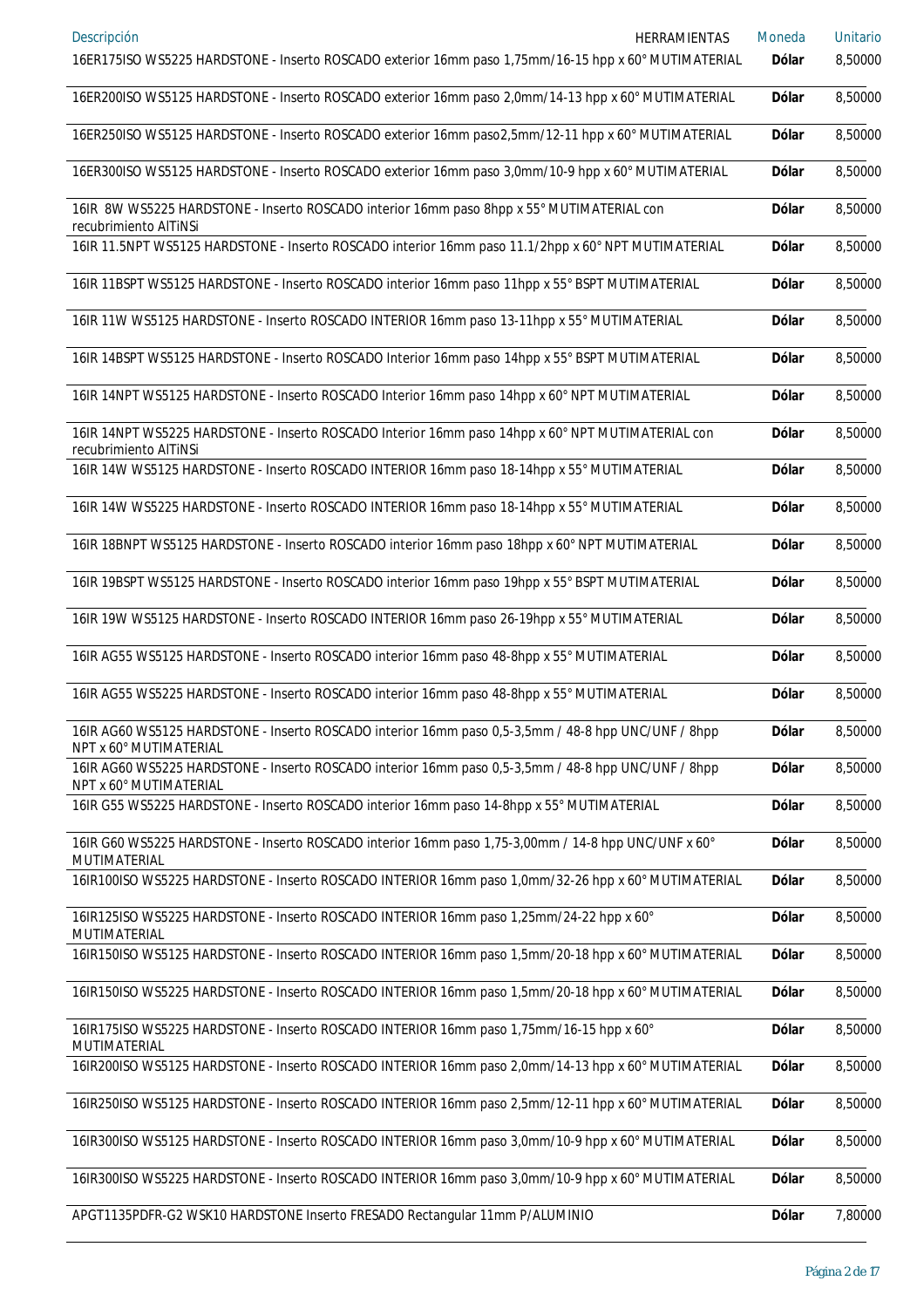| Descripción | HERRAMIENTAS | Moneda | Unitario |
|---|---|---|---|
| 16ER175ISO WS5225 HARDSTONE - Inserto ROSCADO exterior 16mm paso 1,75mm/16-15 hpp x 60° MUTIMATERIAL | | Dólar | 8,50000 |
| 16ER200ISO WS5125 HARDSTONE - Inserto ROSCADO exterior 16mm paso 2,0mm/14-13 hpp x 60° MUTIMATERIAL | | Dólar | 8,50000 |
| 16ER250ISO WS5125 HARDSTONE - Inserto ROSCADO exterior 16mm paso2,5mm/12-11 hpp x 60° MUTIMATERIAL | | Dólar | 8,50000 |
| 16ER300ISO WS5125 HARDSTONE - Inserto ROSCADO exterior 16mm paso 3,0mm/10-9 hpp x 60° MUTIMATERIAL | | Dólar | 8,50000 |
| 16IR 8W WS5225 HARDSTONE - Inserto ROSCADO interior 16mm paso 8hpp x 55° MUTIMATERIAL con recubrimiento AlTiNSi | | Dólar | 8,50000 |
| 16IR 11.5NPT WS5125 HARDSTONE - Inserto ROSCADO interior 16mm paso 11.1/2hpp x 60° NPT MUTIMATERIAL | | Dólar | 8,50000 |
| 16IR 11BSPT WS5125 HARDSTONE - Inserto ROSCADO interior 16mm paso 11hpp x 55° BSPT MUTIMATERIAL | | Dólar | 8,50000 |
| 16IR 11W WS5125 HARDSTONE - Inserto ROSCADO INTERIOR 16mm paso 13-11hpp x 55° MUTIMATERIAL | | Dólar | 8,50000 |
| 16IR 14BSPT WS5125 HARDSTONE - Inserto ROSCADO Interior 16mm paso 14hpp x 55° BSPT MUTIMATERIAL | | Dólar | 8,50000 |
| 16IR 14NPT WS5125 HARDSTONE - Inserto ROSCADO Interior 16mm paso 14hpp x 60° NPT MUTIMATERIAL | | Dólar | 8,50000 |
| 16IR 14NPT WS5225 HARDSTONE - Inserto ROSCADO Interior 16mm paso 14hpp x 60° NPT MUTIMATERIAL con recubrimiento AlTiNSi | | Dólar | 8,50000 |
| 16IR 14W WS5125 HARDSTONE - Inserto ROSCADO INTERIOR 16mm paso 18-14hpp x 55° MUTIMATERIAL | | Dólar | 8,50000 |
| 16IR 14W WS5225 HARDSTONE - Inserto ROSCADO INTERIOR 16mm paso 18-14hpp x 55° MUTIMATERIAL | | Dólar | 8,50000 |
| 16IR 18BNPT WS5125 HARDSTONE - Inserto ROSCADO interior 16mm paso 18hpp x 60° NPT MUTIMATERIAL | | Dólar | 8,50000 |
| 16IR 19BSPT WS5125 HARDSTONE - Inserto ROSCADO interior 16mm paso 19hpp x 55° BSPT MUTIMATERIAL | | Dólar | 8,50000 |
| 16IR 19W WS5125 HARDSTONE - Inserto ROSCADO INTERIOR 16mm paso 26-19hpp x 55° MUTIMATERIAL | | Dólar | 8,50000 |
| 16IR AG55 WS5125 HARDSTONE - Inserto ROSCADO interior 16mm paso 48-8hpp x 55° MUTIMATERIAL | | Dólar | 8,50000 |
| 16IR AG55 WS5225 HARDSTONE - Inserto ROSCADO interior 16mm paso 48-8hpp x 55° MUTIMATERIAL | | Dólar | 8,50000 |
| 16IR AG60 WS5125 HARDSTONE - Inserto ROSCADO interior 16mm paso 0,5-3,5mm / 48-8 hpp UNC/UNF / 8hpp NPT x 60° MUTIMATERIAL | | Dólar | 8,50000 |
| 16IR AG60 WS5225 HARDSTONE - Inserto ROSCADO interior 16mm paso 0,5-3,5mm / 48-8 hpp UNC/UNF / 8hpp NPT x 60° MUTIMATERIAL | | Dólar | 8,50000 |
| 16IR G55 WS5225 HARDSTONE - Inserto ROSCADO interior 16mm paso 14-8hpp x 55° MUTIMATERIAL | | Dólar | 8,50000 |
| 16IR G60 WS5225 HARDSTONE - Inserto ROSCADO interior 16mm paso 1,75-3,00mm / 14-8 hpp UNC/UNF x 60° MUTIMATERIAL | | Dólar | 8,50000 |
| 16IR100ISO WS5225 HARDSTONE - Inserto ROSCADO INTERIOR 16mm paso 1,0mm/32-26 hpp x 60° MUTIMATERIAL | | Dólar | 8,50000 |
| 16IR125ISO WS5225 HARDSTONE - Inserto ROSCADO INTERIOR 16mm paso 1,25mm/24-22 hpp x 60° MUTIMATERIAL | | Dólar | 8,50000 |
| 16IR150ISO WS5125 HARDSTONE - Inserto ROSCADO INTERIOR 16mm paso 1,5mm/20-18 hpp x 60° MUTIMATERIAL | | Dólar | 8,50000 |
| 16IR150ISO WS5225 HARDSTONE - Inserto ROSCADO INTERIOR 16mm paso 1,5mm/20-18 hpp x 60° MUTIMATERIAL | | Dólar | 8,50000 |
| 16IR175ISO WS5225 HARDSTONE - Inserto ROSCADO INTERIOR 16mm paso 1,75mm/16-15 hpp x 60° MUTIMATERIAL | | Dólar | 8,50000 |
| 16IR200ISO WS5125 HARDSTONE - Inserto ROSCADO INTERIOR 16mm paso 2,0mm/14-13 hpp x 60° MUTIMATERIAL | | Dólar | 8,50000 |
| 16IR250ISO WS5125 HARDSTONE - Inserto ROSCADO INTERIOR 16mm paso 2,5mm/12-11 hpp x 60° MUTIMATERIAL | | Dólar | 8,50000 |
| 16IR300ISO WS5125 HARDSTONE - Inserto ROSCADO INTERIOR 16mm paso 3,0mm/10-9 hpp x 60° MUTIMATERIAL | | Dólar | 8,50000 |
| 16IR300ISO WS5225 HARDSTONE - Inserto ROSCADO INTERIOR 16mm paso 3,0mm/10-9 hpp x 60° MUTIMATERIAL | | Dólar | 8,50000 |
| APGT1135PDFR-G2 WSK10 HARDSTONE Inserto FRESADO Rectangular 11mm P/ALUMINIO | | Dólar | 7,80000 |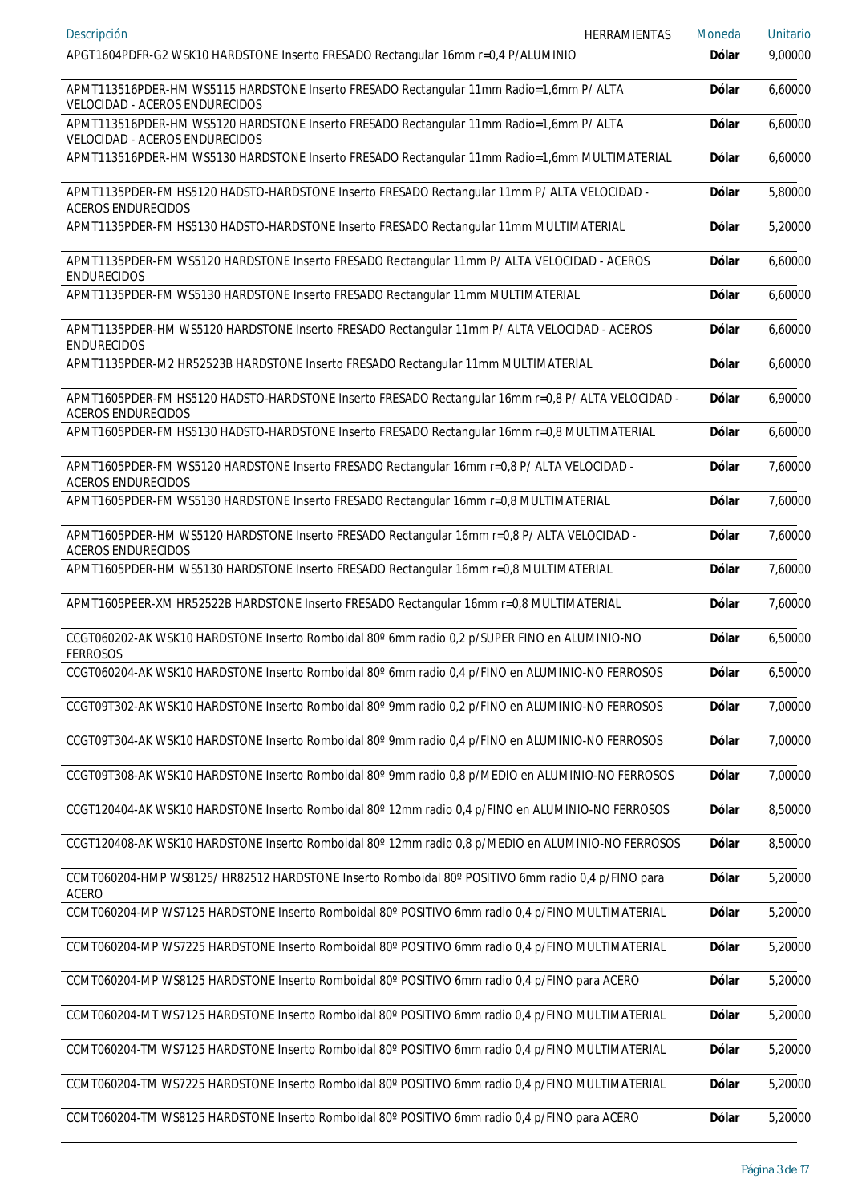| Descripción HERRAMIENTAS | Moneda | Unitario |
| --- | --- | --- |
| APGT1604PDFR-G2 WSK10 HARDSTONE Inserto FRESADO Rectangular 16mm r=0,4 P/ALUMINIO | Dólar | 9,00000 |
| APMT113516PDER-HM WS5115 HARDSTONE Inserto FRESADO Rectangular 11mm Radio=1,6mm P/ ALTA VELOCIDAD - ACEROS ENDURECIDOS | Dólar | 6,60000 |
| APMT113516PDER-HM WS5120 HARDSTONE Inserto FRESADO Rectangular 11mm Radio=1,6mm P/ ALTA VELOCIDAD - ACEROS ENDURECIDOS | Dólar | 6,60000 |
| APMT113516PDER-HM WS5130 HARDSTONE Inserto FRESADO Rectangular 11mm Radio=1,6mm MULTIMATERIAL | Dólar | 6,60000 |
| APMT1135PDER-FM HS5120 HADSTO-HARDSTONE Inserto FRESADO Rectangular 11mm P/ ALTA VELOCIDAD - ACEROS ENDURECIDOS | Dólar | 5,80000 |
| APMT1135PDER-FM HS5130 HADSTO-HARDSTONE Inserto FRESADO Rectangular 11mm MULTIMATERIAL | Dólar | 5,20000 |
| APMT1135PDER-FM WS5120 HARDSTONE Inserto FRESADO Rectangular 11mm P/ ALTA VELOCIDAD - ACEROS ENDURECIDOS | Dólar | 6,60000 |
| APMT1135PDER-FM WS5130 HARDSTONE Inserto FRESADO Rectangular 11mm MULTIMATERIAL | Dólar | 6,60000 |
| APMT1135PDER-HM WS5120 HARDSTONE Inserto FRESADO Rectangular 11mm P/ ALTA VELOCIDAD - ACEROS ENDURECIDOS | Dólar | 6,60000 |
| APMT1135PDER-M2 HR52523B HARDSTONE Inserto FRESADO Rectangular 11mm MULTIMATERIAL | Dólar | 6,60000 |
| APMT1605PDER-FM HS5120 HADSTO-HARDSTONE Inserto FRESADO Rectangular 16mm r=0,8 P/ ALTA VELOCIDAD - ACEROS ENDURECIDOS | Dólar | 6,90000 |
| APMT1605PDER-FM HS5130 HADSTO-HARDSTONE Inserto FRESADO Rectangular 16mm r=0,8 MULTIMATERIAL | Dólar | 6,60000 |
| APMT1605PDER-FM WS5120 HARDSTONE Inserto FRESADO Rectangular 16mm r=0,8 P/ ALTA VELOCIDAD - ACEROS ENDURECIDOS | Dólar | 7,60000 |
| APMT1605PDER-FM WS5130 HARDSTONE Inserto FRESADO Rectangular 16mm r=0,8 MULTIMATERIAL | Dólar | 7,60000 |
| APMT1605PDER-HM WS5120 HARDSTONE Inserto FRESADO Rectangular 16mm r=0,8 P/ ALTA VELOCIDAD - ACEROS ENDURECIDOS | Dólar | 7,60000 |
| APMT1605PDER-HM WS5130 HARDSTONE Inserto FRESADO Rectangular 16mm r=0,8 MULTIMATERIAL | Dólar | 7,60000 |
| APMT1605PEER-XM HR52522B HARDSTONE Inserto FRESADO Rectangular 16mm r=0,8 MULTIMATERIAL | Dólar | 7,60000 |
| CCGT060202-AK WSK10 HARDSTONE Inserto Romboidal 80º 6mm radio 0,2 p/SUPER FINO en ALUMINIO-NO FERROSOS | Dólar | 6,50000 |
| CCGT060204-AK WSK10 HARDSTONE Inserto Romboidal 80º 6mm radio 0,4 p/FINO en ALUMINIO-NO FERROSOS | Dólar | 6,50000 |
| CCGT09T302-AK WSK10 HARDSTONE Inserto Romboidal 80º 9mm radio 0,2 p/FINO en ALUMINIO-NO FERROSOS | Dólar | 7,00000 |
| CCGT09T304-AK WSK10 HARDSTONE Inserto Romboidal 80º 9mm radio 0,4 p/FINO en ALUMINIO-NO FERROSOS | Dólar | 7,00000 |
| CCGT09T308-AK WSK10 HARDSTONE Inserto Romboidal 80º 9mm radio 0,8 p/MEDIO en ALUMINIO-NO FERROSOS | Dólar | 7,00000 |
| CCGT120404-AK WSK10 HARDSTONE Inserto Romboidal 80º 12mm radio 0,4 p/FINO en ALUMINIO-NO FERROSOS | Dólar | 8,50000 |
| CCGT120408-AK WSK10 HARDSTONE Inserto Romboidal 80º 12mm radio 0,8 p/MEDIO en ALUMINIO-NO FERROSOS | Dólar | 8,50000 |
| CCMT060204-HMP WS8125/ HR82512 HARDSTONE Inserto Romboidal 80º POSITIVO 6mm radio 0,4 p/FINO para ACERO | Dólar | 5,20000 |
| CCMT060204-MP WS7125 HARDSTONE Inserto Romboidal 80º POSITIVO 6mm radio 0,4 p/FINO MULTIMATERIAL | Dólar | 5,20000 |
| CCMT060204-MP WS7225 HARDSTONE Inserto Romboidal 80º POSITIVO 6mm radio 0,4 p/FINO MULTIMATERIAL | Dólar | 5,20000 |
| CCMT060204-MP WS8125 HARDSTONE Inserto Romboidal 80º POSITIVO 6mm radio 0,4 p/FINO para ACERO | Dólar | 5,20000 |
| CCMT060204-MT WS7125 HARDSTONE Inserto Romboidal 80º POSITIVO 6mm radio 0,4 p/FINO MULTIMATERIAL | Dólar | 5,20000 |
| CCMT060204-TM WS7125 HARDSTONE Inserto Romboidal 80º POSITIVO 6mm radio 0,4 p/FINO MULTIMATERIAL | Dólar | 5,20000 |
| CCMT060204-TM WS7225 HARDSTONE Inserto Romboidal 80º POSITIVO 6mm radio 0,4 p/FINO MULTIMATERIAL | Dólar | 5,20000 |
| CCMT060204-TM WS8125 HARDSTONE Inserto Romboidal 80º POSITIVO 6mm radio 0,4 p/FINO para ACERO | Dólar | 5,20000 |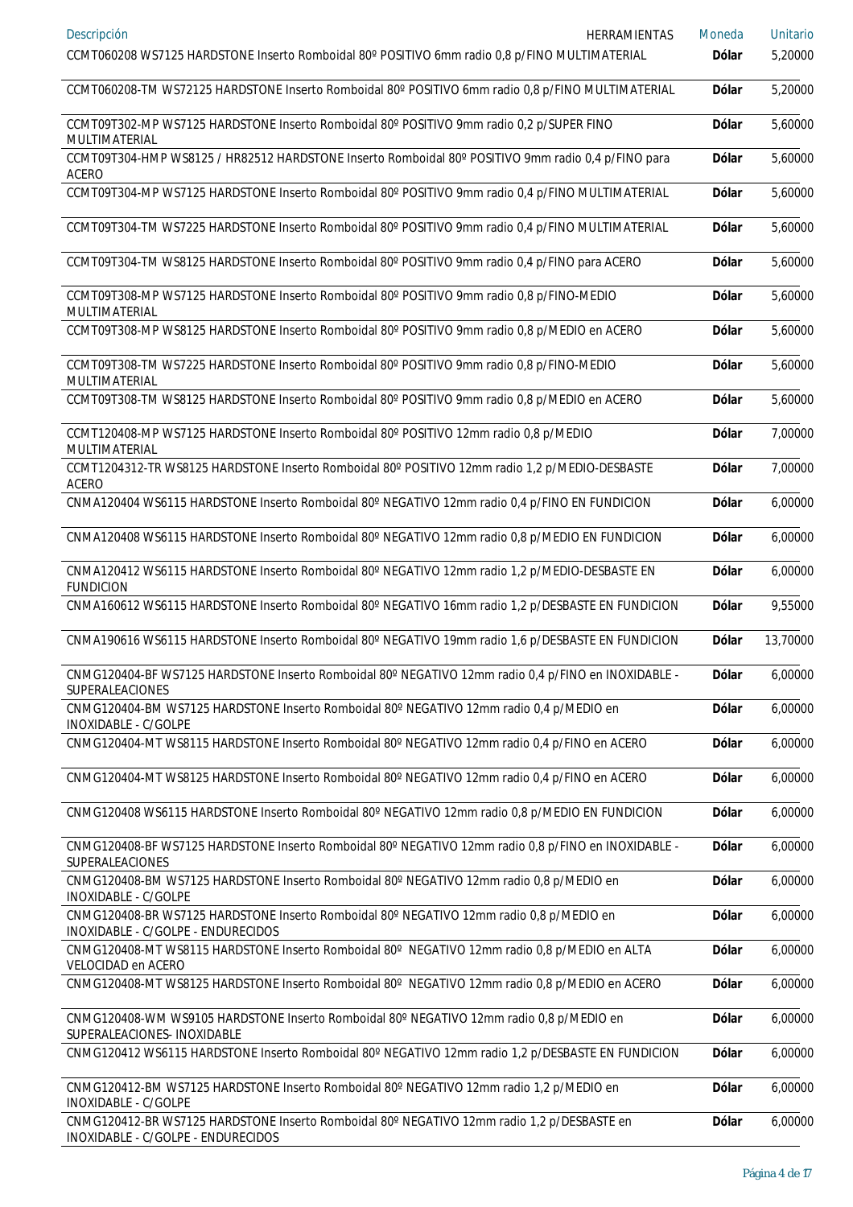| Descripción HERRAMIENTAS | Moneda | Unitario |
|---|---|---|
| CCMT060208 WS7125 HARDSTONE Inserto Romboidal 80º POSITIVO 6mm radio 0,8 p/FINO MULTIMATERIAL | Dólar | 5,20000 |
| CCMT060208-TM WS72125 HARDSTONE Inserto Romboidal 80º POSITIVO 6mm radio 0,8 p/FINO MULTIMATERIAL | Dólar | 5,20000 |
| CCMT09T302-MP WS7125 HARDSTONE Inserto Romboidal 80º POSITIVO 9mm radio 0,2 p/SUPER FINO MULTIMATERIAL | Dólar | 5,60000 |
| CCMT09T304-HMP WS8125 / HR82512 HARDSTONE Inserto Romboidal 80º POSITIVO 9mm radio 0,4 p/FINO para ACERO | Dólar | 5,60000 |
| CCMT09T304-MP WS7125 HARDSTONE Inserto Romboidal 80º POSITIVO 9mm radio 0,4 p/FINO MULTIMATERIAL | Dólar | 5,60000 |
| CCMT09T304-TM WS7225 HARDSTONE Inserto Romboidal 80º POSITIVO 9mm radio 0,4 p/FINO MULTIMATERIAL | Dólar | 5,60000 |
| CCMT09T304-TM WS8125 HARDSTONE Inserto Romboidal 80º POSITIVO 9mm radio 0,4 p/FINO para ACERO | Dólar | 5,60000 |
| CCMT09T308-MP WS7125 HARDSTONE Inserto Romboidal 80º POSITIVO 9mm radio 0,8 p/FINO-MEDIO MULTIMATERIAL | Dólar | 5,60000 |
| CCMT09T308-MP WS8125 HARDSTONE Inserto Romboidal 80º POSITIVO 9mm radio 0,8 p/MEDIO en ACERO | Dólar | 5,60000 |
| CCMT09T308-TM WS7225 HARDSTONE Inserto Romboidal 80º POSITIVO 9mm radio 0,8 p/FINO-MEDIO MULTIMATERIAL | Dólar | 5,60000 |
| CCMT09T308-TM WS8125 HARDSTONE Inserto Romboidal 80º POSITIVO 9mm radio 0,8 p/MEDIO en ACERO | Dólar | 5,60000 |
| CCMT120408-MP WS7125 HARDSTONE Inserto Romboidal 80º POSITIVO 12mm radio 0,8 p/MEDIO MULTIMATERIAL | Dólar | 7,00000 |
| CCMT1204312-TR WS8125 HARDSTONE Inserto Romboidal 80º POSITIVO 12mm radio 1,2 p/MEDIO-DESBASTE ACERO | Dólar | 7,00000 |
| CNMA120404 WS6115 HARDSTONE Inserto Romboidal 80º NEGATIVO 12mm radio 0,4 p/FINO EN FUNDICION | Dólar | 6,00000 |
| CNMA120408 WS6115 HARDSTONE Inserto Romboidal 80º NEGATIVO 12mm radio 0,8 p/MEDIO EN FUNDICION | Dólar | 6,00000 |
| CNMA120412 WS6115 HARDSTONE Inserto Romboidal 80º NEGATIVO 12mm radio 1,2 p/MEDIO-DESBASTE EN FUNDICION | Dólar | 6,00000 |
| CNMA160612 WS6115 HARDSTONE Inserto Romboidal 80º NEGATIVO 16mm radio 1,2 p/DESBASTE EN FUNDICION | Dólar | 9,55000 |
| CNMA190616 WS6115 HARDSTONE Inserto Romboidal 80º NEGATIVO 19mm radio 1,6 p/DESBASTE EN FUNDICION | Dólar | 13,70000 |
| CNMG120404-BF WS7125 HARDSTONE Inserto Romboidal 80º NEGATIVO 12mm radio 0,4 p/FINO en INOXIDABLE - SUPERALEACIONES | Dólar | 6,00000 |
| CNMG120404-BM WS7125 HARDSTONE Inserto Romboidal 80º NEGATIVO 12mm radio 0,4 p/MEDIO en INOXIDABLE - C/GOLPE | Dólar | 6,00000 |
| CNMG120404-MT WS8115 HARDSTONE Inserto Romboidal 80º NEGATIVO 12mm radio 0,4 p/FINO en ACERO | Dólar | 6,00000 |
| CNMG120404-MT WS8125 HARDSTONE Inserto Romboidal 80º NEGATIVO 12mm radio 0,4 p/FINO en ACERO | Dólar | 6,00000 |
| CNMG120408 WS6115 HARDSTONE Inserto Romboidal 80º NEGATIVO 12mm radio 0,8 p/MEDIO EN FUNDICION | Dólar | 6,00000 |
| CNMG120408-BF WS7125 HARDSTONE Inserto Romboidal 80º NEGATIVO 12mm radio 0,8 p/FINO en INOXIDABLE - SUPERALEACIONES | Dólar | 6,00000 |
| CNMG120408-BM WS7125 HARDSTONE Inserto Romboidal 80º NEGATIVO 12mm radio 0,8 p/MEDIO en INOXIDABLE - C/GOLPE | Dólar | 6,00000 |
| CNMG120408-BR WS7125 HARDSTONE Inserto Romboidal 80º NEGATIVO 12mm radio 0,8 p/MEDIO en INOXIDABLE - C/GOLPE - ENDURECIDOS | Dólar | 6,00000 |
| CNMG120408-MT WS8115 HARDSTONE Inserto Romboidal 80º NEGATIVO 12mm radio 0,8 p/MEDIO en ALTA VELOCIDAD en ACERO | Dólar | 6,00000 |
| CNMG120408-MT WS8125 HARDSTONE Inserto Romboidal 80º NEGATIVO 12mm radio 0,8 p/MEDIO en ACERO | Dólar | 6,00000 |
| CNMG120408-WM WS9105 HARDSTONE Inserto Romboidal 80º NEGATIVO 12mm radio 0,8 p/MEDIO en SUPERALEACIONES- INOXIDABLE | Dólar | 6,00000 |
| CNMG120412 WS6115 HARDSTONE Inserto Romboidal 80º NEGATIVO 12mm radio 1,2 p/DESBASTE EN FUNDICION | Dólar | 6,00000 |
| CNMG120412-BM WS7125 HARDSTONE Inserto Romboidal 80º NEGATIVO 12mm radio 1,2 p/MEDIO en INOXIDABLE - C/GOLPE | Dólar | 6,00000 |
| CNMG120412-BR WS7125 HARDSTONE Inserto Romboidal 80º NEGATIVO 12mm radio 1,2 p/DESBASTE en INOXIDABLE - C/GOLPE - ENDURECIDOS | Dólar | 6,00000 |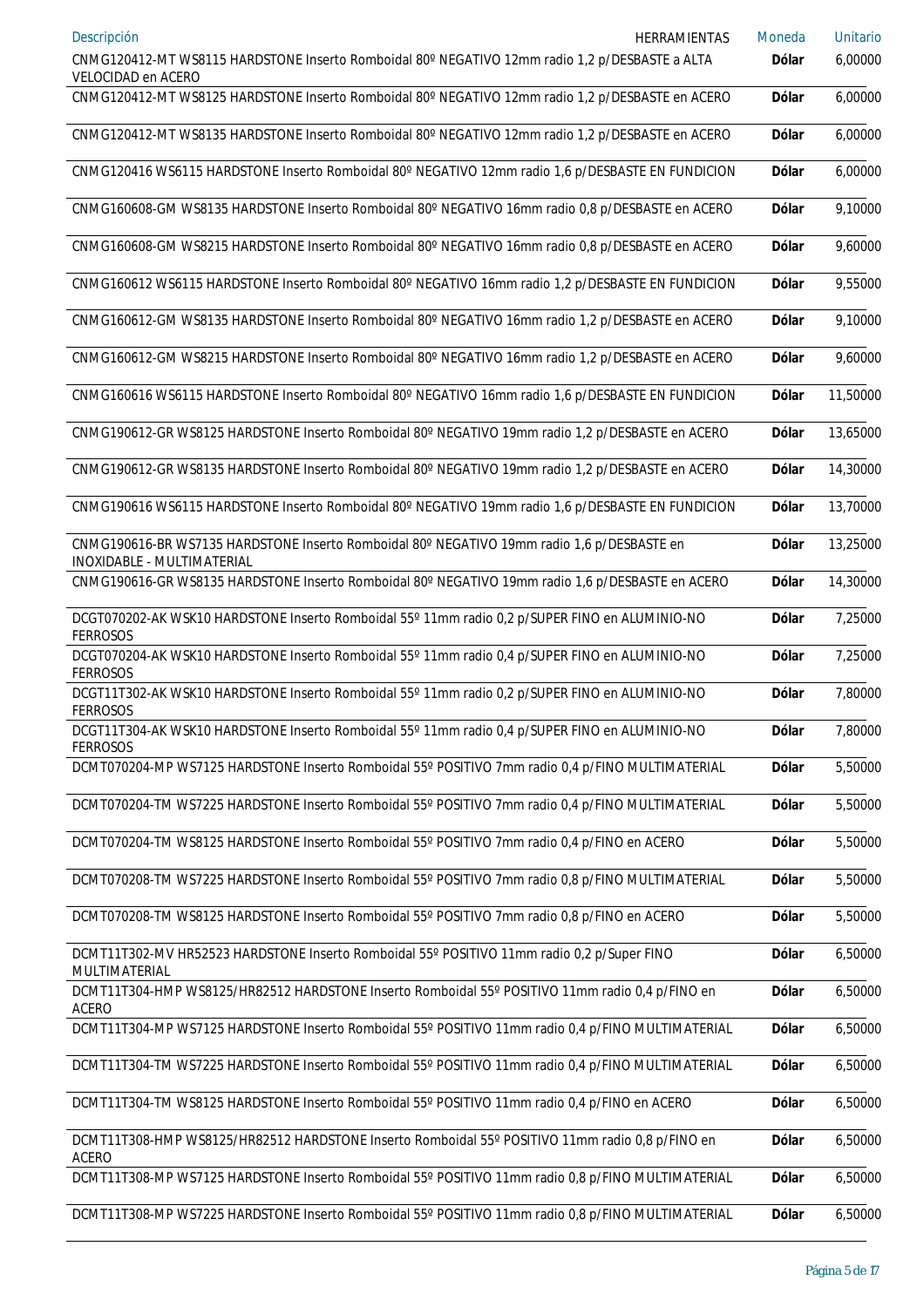| Descripción HERRAMIENTAS | Moneda | Unitario |
| --- | --- | --- |
| CNMG120412-MT WS8115 HARDSTONE Inserto Romboidal 80º NEGATIVO 12mm radio 1,2 p/DESBASTE a ALTA VELOCIDAD en ACERO | Dólar | 6,00000 |
| CNMG120412-MT WS8125 HARDSTONE Inserto Romboidal 80º NEGATIVO 12mm radio 1,2 p/DESBASTE en ACERO | Dólar | 6,00000 |
| CNMG120412-MT WS8135 HARDSTONE Inserto Romboidal 80º NEGATIVO 12mm radio 1,2 p/DESBASTE en ACERO | Dólar | 6,00000 |
| CNMG120416 WS6115 HARDSTONE Inserto Romboidal 80º NEGATIVO 12mm radio 1,6 p/DESBASTE EN FUNDICION | Dólar | 6,00000 |
| CNMG160608-GM WS8135 HARDSTONE Inserto Romboidal 80º NEGATIVO 16mm radio 0,8 p/DESBASTE en ACERO | Dólar | 9,10000 |
| CNMG160608-GM WS8215 HARDSTONE Inserto Romboidal 80º NEGATIVO 16mm radio 0,8 p/DESBASTE en ACERO | Dólar | 9,60000 |
| CNMG160612 WS6115 HARDSTONE Inserto Romboidal 80º NEGATIVO 16mm radio 1,2 p/DESBASTE EN FUNDICION | Dólar | 9,55000 |
| CNMG160612-GM WS8135 HARDSTONE Inserto Romboidal 80º NEGATIVO 16mm radio 1,2 p/DESBASTE en ACERO | Dólar | 9,10000 |
| CNMG160612-GM WS8215 HARDSTONE Inserto Romboidal 80º NEGATIVO 16mm radio 1,2 p/DESBASTE en ACERO | Dólar | 9,60000 |
| CNMG160616 WS6115 HARDSTONE Inserto Romboidal 80º NEGATIVO 16mm radio 1,6 p/DESBASTE EN FUNDICION | Dólar | 11,50000 |
| CNMG190612-GR WS8125 HARDSTONE Inserto Romboidal 80º NEGATIVO 19mm radio 1,2 p/DESBASTE en ACERO | Dólar | 13,65000 |
| CNMG190612-GR WS8135 HARDSTONE Inserto Romboidal 80º NEGATIVO 19mm radio 1,2 p/DESBASTE en ACERO | Dólar | 14,30000 |
| CNMG190616 WS6115 HARDSTONE Inserto Romboidal 80º NEGATIVO 19mm radio 1,6 p/DESBASTE EN FUNDICION | Dólar | 13,70000 |
| CNMG190616-BR WS7135 HARDSTONE Inserto Romboidal 80º NEGATIVO 19mm radio 1,6 p/DESBASTE en INOXIDABLE - MULTIMATERIAL | Dólar | 13,25000 |
| CNMG190616-GR WS8135 HARDSTONE Inserto Romboidal 80º NEGATIVO 19mm radio 1,6 p/DESBASTE en ACERO | Dólar | 14,30000 |
| DCGT070202-AK WSK10 HARDSTONE Inserto Romboidal 55º 11mm radio 0,2 p/SUPER FINO en ALUMINIO-NO FERROSOS | Dólar | 7,25000 |
| DCGT070204-AK WSK10 HARDSTONE Inserto Romboidal 55º 11mm radio 0,4 p/SUPER FINO en ALUMINIO-NO FERROSOS | Dólar | 7,25000 |
| DCGT11T302-AK WSK10 HARDSTONE Inserto Romboidal 55º 11mm radio 0,2 p/SUPER FINO en ALUMINIO-NO FERROSOS | Dólar | 7,80000 |
| DCGT11T304-AK WSK10 HARDSTONE Inserto Romboidal 55º 11mm radio 0,4 p/SUPER FINO en ALUMINIO-NO FERROSOS | Dólar | 7,80000 |
| DCMT070204-MP WS7125 HARDSTONE Inserto Romboidal 55º POSITIVO 7mm radio 0,4 p/FINO MULTIMATERIAL | Dólar | 5,50000 |
| DCMT070204-TM WS7225 HARDSTONE Inserto Romboidal 55º POSITIVO 7mm radio 0,4 p/FINO MULTIMATERIAL | Dólar | 5,50000 |
| DCMT070204-TM WS8125 HARDSTONE Inserto Romboidal 55º POSITIVO 7mm radio 0,4 p/FINO en ACERO | Dólar | 5,50000 |
| DCMT070208-TM WS7225 HARDSTONE Inserto Romboidal 55º POSITIVO 7mm radio 0,8 p/FINO MULTIMATERIAL | Dólar | 5,50000 |
| DCMT070208-TM WS8125 HARDSTONE Inserto Romboidal 55º POSITIVO 7mm radio 0,8 p/FINO en ACERO | Dólar | 5,50000 |
| DCMT11T302-MV HR52523 HARDSTONE Inserto Romboidal 55º POSITIVO 11mm radio 0,2 p/Super FINO MULTIMATERIAL | Dólar | 6,50000 |
| DCMT11T304-HMP WS8125/HR82512 HARDSTONE Inserto Romboidal 55º POSITIVO 11mm radio 0,4 p/FINO en ACERO | Dólar | 6,50000 |
| DCMT11T304-MP WS7125 HARDSTONE Inserto Romboidal 55º POSITIVO 11mm radio 0,4 p/FINO MULTIMATERIAL | Dólar | 6,50000 |
| DCMT11T304-TM WS7225 HARDSTONE Inserto Romboidal 55º POSITIVO 11mm radio 0,4 p/FINO MULTIMATERIAL | Dólar | 6,50000 |
| DCMT11T304-TM WS8125 HARDSTONE Inserto Romboidal 55º POSITIVO 11mm radio 0,4 p/FINO en ACERO | Dólar | 6,50000 |
| DCMT11T308-HMP WS8125/HR82512 HARDSTONE Inserto Romboidal 55º POSITIVO 11mm radio 0,8 p/FINO en ACERO | Dólar | 6,50000 |
| DCMT11T308-MP WS7125 HARDSTONE Inserto Romboidal 55º POSITIVO 11mm radio 0,8 p/FINO MULTIMATERIAL | Dólar | 6,50000 |
| DCMT11T308-MP WS7225 HARDSTONE Inserto Romboidal 55º POSITIVO 11mm radio 0,8 p/FINO MULTIMATERIAL | Dólar | 6,50000 |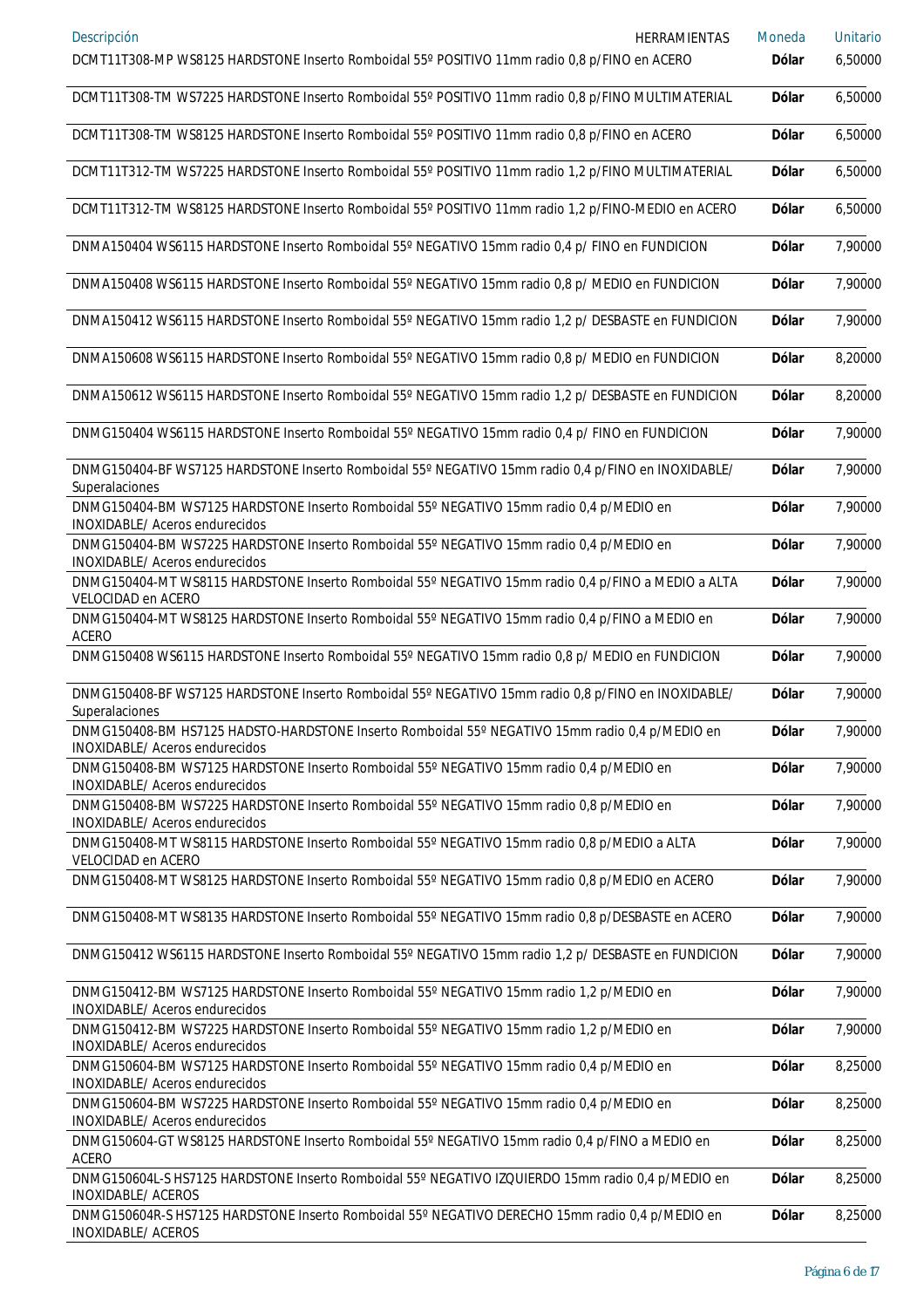| Descripción | HERRAMIENTAS | Moneda | Unitario |
|---|---|---|---|
| DCMT11T308-MP WS8125 HARDSTONE Inserto Romboidal 55º POSITIVO 11mm radio 0,8 p/FINO en ACERO | | Dólar | 6,50000 |
| DCMT11T308-TM WS7225 HARDSTONE Inserto Romboidal 55º POSITIVO 11mm radio 0,8 p/FINO MULTIMATERIAL | | Dólar | 6,50000 |
| DCMT11T308-TM WS8125 HARDSTONE Inserto Romboidal 55º POSITIVO 11mm radio 0,8 p/FINO en ACERO | | Dólar | 6,50000 |
| DCMT11T312-TM WS7225 HARDSTONE Inserto Romboidal 55º POSITIVO 11mm radio 1,2 p/FINO MULTIMATERIAL | | Dólar | 6,50000 |
| DCMT11T312-TM WS8125 HARDSTONE Inserto Romboidal 55º POSITIVO 11mm radio 1,2 p/FINO-MEDIO en ACERO | | Dólar | 6,50000 |
| DNMA150404 WS6115 HARDSTONE Inserto Romboidal 55º NEGATIVO 15mm radio 0,4 p/ FINO en FUNDICION | | Dólar | 7,90000 |
| DNMA150408 WS6115 HARDSTONE Inserto Romboidal 55º NEGATIVO 15mm radio 0,8 p/ MEDIO en FUNDICION | | Dólar | 7,90000 |
| DNMA150412 WS6115 HARDSTONE Inserto Romboidal 55º NEGATIVO 15mm radio 1,2 p/ DESBASTE en FUNDICION | | Dólar | 7,90000 |
| DNMA150608 WS6115 HARDSTONE Inserto Romboidal 55º NEGATIVO 15mm radio 0,8 p/ MEDIO en FUNDICION | | Dólar | 8,20000 |
| DNMA150612 WS6115 HARDSTONE Inserto Romboidal 55º NEGATIVO 15mm radio 1,2 p/ DESBASTE en FUNDICION | | Dólar | 8,20000 |
| DNMG150404 WS6115 HARDSTONE Inserto Romboidal 55º NEGATIVO 15mm radio 0,4 p/ FINO en FUNDICION | | Dólar | 7,90000 |
| DNMG150404-BF WS7125 HARDSTONE Inserto Romboidal 55º NEGATIVO 15mm radio 0,4 p/FINO en INOXIDABLE/ Superalaciones | | Dólar | 7,90000 |
| DNMG150404-BM WS7125 HARDSTONE Inserto Romboidal 55º NEGATIVO 15mm radio 0,4 p/MEDIO en INOXIDABLE/ Aceros endurecidos | | Dólar | 7,90000 |
| DNMG150404-BM WS7225 HARDSTONE Inserto Romboidal 55º NEGATIVO 15mm radio 0,4 p/MEDIO en INOXIDABLE/ Aceros endurecidos | | Dólar | 7,90000 |
| DNMG150404-MT WS8115 HARDSTONE Inserto Romboidal 55º NEGATIVO 15mm radio 0,4 p/FINO a MEDIO a ALTA VELOCIDAD en ACERO | | Dólar | 7,90000 |
| DNMG150404-MT WS8125 HARDSTONE Inserto Romboidal 55º NEGATIVO 15mm radio 0,4 p/FINO a MEDIO en ACERO | | Dólar | 7,90000 |
| DNMG150408 WS6115 HARDSTONE Inserto Romboidal 55º NEGATIVO 15mm radio 0,8 p/ MEDIO en FUNDICION | | Dólar | 7,90000 |
| DNMG150408-BF WS7125 HARDSTONE Inserto Romboidal 55º NEGATIVO 15mm radio 0,8 p/FINO en INOXIDABLE/ Superalaciones | | Dólar | 7,90000 |
| DNMG150408-BM HS7125 HADSTO-HARDSTONE Inserto Romboidal 55º NEGATIVO 15mm radio 0,4 p/MEDIO en INOXIDABLE/ Aceros endurecidos | | Dólar | 7,90000 |
| DNMG150408-BM WS7125 HARDSTONE Inserto Romboidal 55º NEGATIVO 15mm radio 0,4 p/MEDIO en INOXIDABLE/ Aceros endurecidos | | Dólar | 7,90000 |
| DNMG150408-BM WS7225 HARDSTONE Inserto Romboidal 55º NEGATIVO 15mm radio 0,8 p/MEDIO en INOXIDABLE/ Aceros endurecidos | | Dólar | 7,90000 |
| DNMG150408-MT WS8115 HARDSTONE Inserto Romboidal 55º NEGATIVO 15mm radio 0,8 p/MEDIO a ALTA VELOCIDAD en ACERO | | Dólar | 7,90000 |
| DNMG150408-MT WS8125 HARDSTONE Inserto Romboidal 55º NEGATIVO 15mm radio 0,8 p/MEDIO en ACERO | | Dólar | 7,90000 |
| DNMG150408-MT WS8135 HARDSTONE Inserto Romboidal 55º NEGATIVO 15mm radio 0,8 p/DESBASTE en ACERO | | Dólar | 7,90000 |
| DNMG150412 WS6115 HARDSTONE Inserto Romboidal 55º NEGATIVO 15mm radio 1,2 p/ DESBASTE en FUNDICION | | Dólar | 7,90000 |
| DNMG150412-BM WS7125 HARDSTONE Inserto Romboidal 55º NEGATIVO 15mm radio 1,2 p/MEDIO en INOXIDABLE/ Aceros endurecidos | | Dólar | 7,90000 |
| DNMG150412-BM WS7225 HARDSTONE Inserto Romboidal 55º NEGATIVO 15mm radio 1,2 p/MEDIO en INOXIDABLE/ Aceros endurecidos | | Dólar | 7,90000 |
| DNMG150604-BM WS7125 HARDSTONE Inserto Romboidal 55º NEGATIVO 15mm radio 0,4 p/MEDIO en INOXIDABLE/ Aceros endurecidos | | Dólar | 8,25000 |
| DNMG150604-BM WS7225 HARDSTONE Inserto Romboidal 55º NEGATIVO 15mm radio 0,4 p/MEDIO en INOXIDABLE/ Aceros endurecidos | | Dólar | 8,25000 |
| DNMG150604-GT WS8125 HARDSTONE Inserto Romboidal 55º NEGATIVO 15mm radio 0,4 p/FINO a MEDIO en ACERO | | Dólar | 8,25000 |
| DNMG150604L-S HS7125 HARDSTONE Inserto Romboidal 55º NEGATIVO IZQUIERDO 15mm radio 0,4 p/MEDIO en INOXIDABLE/ ACEROS | | Dólar | 8,25000 |
| DNMG150604R-S HS7125 HARDSTONE Inserto Romboidal 55º NEGATIVO DERECHO 15mm radio 0,4 p/MEDIO en INOXIDABLE/ ACEROS | | Dólar | 8,25000 |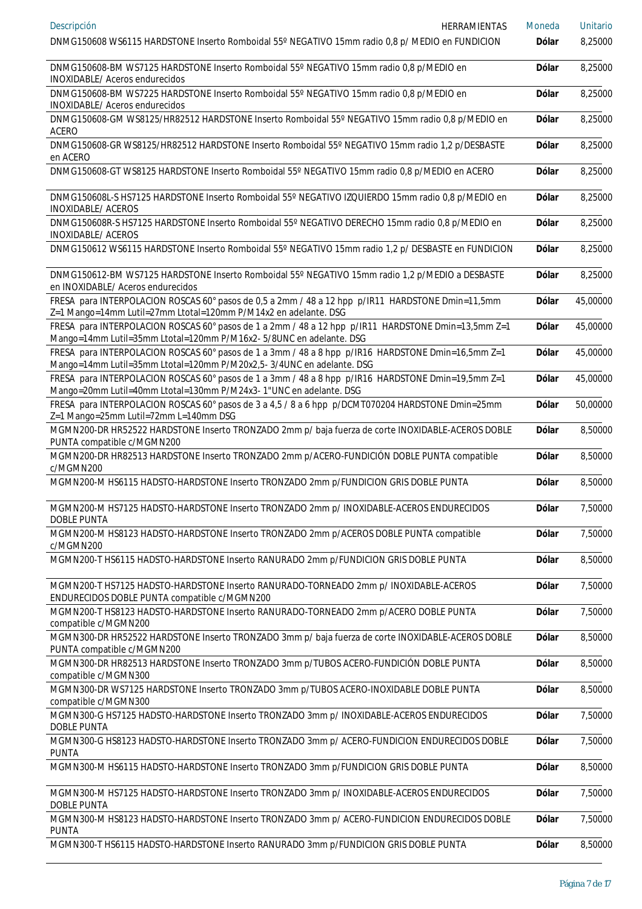| Descripción HERRAMIENTAS | Moneda | Unitario |
|---|---|---|
| DNMG150608 WS6115 HARDSTONE Inserto Romboidal 55º NEGATIVO 15mm radio 0,8 p/ MEDIO en FUNDICION | Dólar | 8,25000 |
| DNMG150608-BM WS7125 HARDSTONE Inserto Romboidal 55º NEGATIVO 15mm radio 0,8 p/MEDIO en INOXIDABLE/ Aceros endurecidos | Dólar | 8,25000 |
| DNMG150608-BM WS7225 HARDSTONE Inserto Romboidal 55º NEGATIVO 15mm radio 0,8 p/MEDIO en INOXIDABLE/ Aceros endurecidos | Dólar | 8,25000 |
| DNMG150608-GM WS8125/HR82512 HARDSTONE Inserto Romboidal 55º NEGATIVO 15mm radio 0,8 p/MEDIO en ACERO | Dólar | 8,25000 |
| DNMG150608-GR WS8125/HR82512 HARDSTONE Inserto Romboidal 55º NEGATIVO 15mm radio 1,2 p/DESBASTE en ACERO | Dólar | 8,25000 |
| DNMG150608-GT WS8125 HARDSTONE Inserto Romboidal 55º NEGATIVO 15mm radio 0,8 p/MEDIO en ACERO | Dólar | 8,25000 |
| DNMG150608L-S HS7125 HARDSTONE Inserto Romboidal 55º NEGATIVO IZQUIERDO 15mm radio 0,8 p/MEDIO en INOXIDABLE/ ACEROS | Dólar | 8,25000 |
| DNMG150608R-S HS7125 HARDSTONE Inserto Romboidal 55º NEGATIVO DERECHO 15mm radio 0,8 p/MEDIO en INOXIDABLE/ ACEROS | Dólar | 8,25000 |
| DNMG150612 WS6115 HARDSTONE Inserto Romboidal 55º NEGATIVO 15mm radio 1,2 p/ DESBASTE en FUNDICION | Dólar | 8,25000 |
| DNMG150612-BM WS7125 HARDSTONE Inserto Romboidal 55º NEGATIVO 15mm radio 1,2 p/MEDIO a DESBASTE en INOXIDABLE/ Aceros endurecidos | Dólar | 8,25000 |
| FRESA para INTERPOLACION ROSCAS 60° pasos de 0,5 a 2mm / 48 a 12 hpp p/IR11 HARDSTONE Dmin=11,5mm Z=1 Mango=14mm Lutil=27mm Ltotal=120mm P/M14x2 en adelante. DSG | Dólar | 45,00000 |
| FRESA para INTERPOLACION ROSCAS 60° pasos de 1 a 2mm / 48 a 12 hpp p/IR11 HARDSTONE Dmin=13,5mm Z=1 Mango=14mm Lutil=35mm Ltotal=120mm P/M16x2- 5/8UNC en adelante. DSG | Dólar | 45,00000 |
| FRESA para INTERPOLACION ROSCAS 60° pasos de 1 a 3mm / 48 a 8 hpp p/IR16 HARDSTONE Dmin=16,5mm Z=1 Mango=14mm Lutil=35mm Ltotal=120mm P/M20x2,5- 3/4UNC en adelante. DSG | Dólar | 45,00000 |
| FRESA para INTERPOLACION ROSCAS 60° pasos de 1 a 3mm / 48 a 8 hpp p/IR16 HARDSTONE Dmin=19,5mm Z=1 Mango=20mm Lutil=40mm Ltotal=130mm P/M24x3- 1"UNC en adelante. DSG | Dólar | 45,00000 |
| FRESA para INTERPOLACION ROSCAS 60° pasos de 3 a 4,5 / 8 a 6 hpp p/DCMT070204 HARDSTONE Dmin=25mm Z=1 Mango=25mm Lutil=72mm L=140mm DSG | Dólar | 50,00000 |
| MGMN200-DR HR52522 HARDSTONE Inserto TRONZADO 2mm p/ baja fuerza de corte INOXIDABLE-ACEROS DOBLE PUNTA compatible c/MGMN200 | Dólar | 8,50000 |
| MGMN200-DR HR82513 HARDSTONE Inserto TRONZADO 2mm p/ACERO-FUNDICIÓN DOBLE PUNTA compatible c/MGMN200 | Dólar | 8,50000 |
| MGMN200-M HS6115 HADSTO-HARDSTONE Inserto TRONZADO 2mm p/FUNDICION GRIS DOBLE PUNTA | Dólar | 8,50000 |
| MGMN200-M HS7125 HADSTO-HARDSTONE Inserto TRONZADO 2mm p/ INOXIDABLE-ACEROS ENDURECIDOS DOBLE PUNTA | Dólar | 7,50000 |
| MGMN200-M HS8123 HADSTO-HARDSTONE Inserto TRONZADO 2mm p/ACEROS DOBLE PUNTA compatible c/MGMN200 | Dólar | 7,50000 |
| MGMN200-T HS6115 HADSTO-HARDSTONE Inserto RANURADO 2mm p/FUNDICION GRIS DOBLE PUNTA | Dólar | 8,50000 |
| MGMN200-T HS7125 HADSTO-HARDSTONE Inserto RANURADO-TORNEADO 2mm p/ INOXIDABLE-ACEROS ENDURECIDOS DOBLE PUNTA compatible c/MGMN200 | Dólar | 7,50000 |
| MGMN200-T HS8123 HADSTO-HARDSTONE Inserto RANURADO-TORNEADO 2mm p/ACERO DOBLE PUNTA compatible c/MGMN200 | Dólar | 7,50000 |
| MGMN300-DR HR52522 HARDSTONE Inserto TRONZADO 3mm p/ baja fuerza de corte INOXIDABLE-ACEROS DOBLE PUNTA compatible c/MGMN200 | Dólar | 8,50000 |
| MGMN300-DR HR82513 HARDSTONE Inserto TRONZADO 3mm p/TUBOS ACERO-FUNDICIÓN DOBLE PUNTA compatible c/MGMN300 | Dólar | 8,50000 |
| MGMN300-DR WS7125 HARDSTONE Inserto TRONZADO 3mm p/TUBOS ACERO-INOXIDABLE DOBLE PUNTA compatible c/MGMN300 | Dólar | 8,50000 |
| MGMN300-G HS7125 HADSTO-HARDSTONE Inserto TRONZADO 3mm p/ INOXIDABLE-ACEROS ENDURECIDOS DOBLE PUNTA | Dólar | 7,50000 |
| MGMN300-G HS8123 HADSTO-HARDSTONE Inserto TRONZADO 3mm p/ ACERO-FUNDICION ENDURECIDOS DOBLE PUNTA | Dólar | 7,50000 |
| MGMN300-M HS6115 HADSTO-HARDSTONE Inserto TRONZADO 3mm p/FUNDICION GRIS DOBLE PUNTA | Dólar | 8,50000 |
| MGMN300-M HS7125 HADSTO-HARDSTONE Inserto TRONZADO 3mm p/ INOXIDABLE-ACEROS ENDURECIDOS DOBLE PUNTA | Dólar | 7,50000 |
| MGMN300-M HS8123 HADSTO-HARDSTONE Inserto TRONZADO 3mm p/ ACERO-FUNDICION ENDURECIDOS DOBLE PUNTA | Dólar | 7,50000 |
| MGMN300-T HS6115 HADSTO-HARDSTONE Inserto RANURADO 3mm p/FUNDICION GRIS DOBLE PUNTA | Dólar | 8,50000 |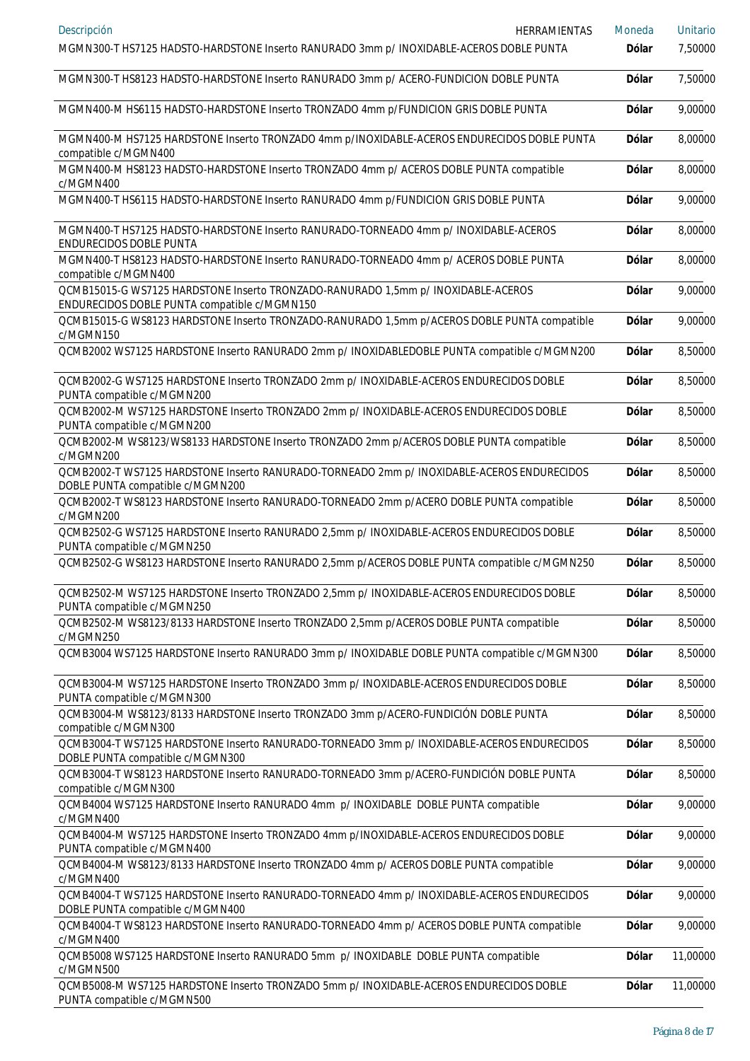| Descripción | HERRAMIENTAS | Moneda | Unitario |
|---|---|---|---|
| MGMN300-T HS7125 HADSTO-HARDSTONE Inserto RANURADO 3mm p/ INOXIDABLE-ACEROS DOBLE PUNTA | | Dólar | 7,50000 |
| MGMN300-T HS8123 HADSTO-HARDSTONE Inserto RANURADO 3mm p/ ACERO-FUNDICION DOBLE PUNTA | | Dólar | 7,50000 |
| MGMN400-M HS6115 HADSTO-HARDSTONE Inserto TRONZADO 4mm p/FUNDICION GRIS DOBLE PUNTA | | Dólar | 9,00000 |
| MGMN400-M HS7125 HARDSTONE Inserto TRONZADO 4mm p/INOXIDABLE-ACEROS ENDURECIDOS DOBLE PUNTA compatible c/MGMN400 | | Dólar | 8,00000 |
| MGMN400-M HS8123 HADSTO-HARDSTONE Inserto TRONZADO 4mm p/ ACEROS DOBLE PUNTA compatible c/MGMN400 | | Dólar | 8,00000 |
| MGMN400-T HS6115 HADSTO-HARDSTONE Inserto RANURADO 4mm p/FUNDICION GRIS DOBLE PUNTA | | Dólar | 9,00000 |
| MGMN400-T HS7125 HADSTO-HARDSTONE Inserto RANURADO-TORNEADO 4mm p/ INOXIDABLE-ACEROS ENDURECIDOS DOBLE PUNTA | | Dólar | 8,00000 |
| MGMN400-T HS8123 HADSTO-HARDSTONE Inserto RANURADO-TORNEADO 4mm p/ ACEROS DOBLE PUNTA compatible c/MGMN400 | | Dólar | 8,00000 |
| QCMB15015-G WS7125 HARDSTONE Inserto TRONZADO-RANURADO 1,5mm p/ INOXIDABLE-ACEROS ENDURECIDOS DOBLE PUNTA compatible c/MGMN150 | | Dólar | 9,00000 |
| QCMB15015-G WS8123 HARDSTONE Inserto TRONZADO-RANURADO 1,5mm p/ACEROS DOBLE PUNTA compatible c/MGMN150 | | Dólar | 9,00000 |
| QCMB2002 WS7125 HARDSTONE Inserto RANURADO 2mm p/ INOXIDABLEDOBLE PUNTA compatible c/MGMN200 | | Dólar | 8,50000 |
| QCMB2002-G WS7125 HARDSTONE Inserto TRONZADO 2mm p/ INOXIDABLE-ACEROS ENDURECIDOS DOBLE PUNTA compatible c/MGMN200 | | Dólar | 8,50000 |
| QCMB2002-M WS7125 HARDSTONE Inserto TRONZADO 2mm p/ INOXIDABLE-ACEROS ENDURECIDOS DOBLE PUNTA compatible c/MGMN200 | | Dólar | 8,50000 |
| QCMB2002-M WS8123/WS8133 HARDSTONE Inserto TRONZADO 2mm p/ACEROS DOBLE PUNTA compatible c/MGMN200 | | Dólar | 8,50000 |
| QCMB2002-T WS7125 HARDSTONE Inserto RANURADO-TORNEADO 2mm p/ INOXIDABLE-ACEROS ENDURECIDOS DOBLE PUNTA compatible c/MGMN200 | | Dólar | 8,50000 |
| QCMB2002-T WS8123 HARDSTONE Inserto RANURADO-TORNEADO 2mm p/ACERO DOBLE PUNTA compatible c/MGMN200 | | Dólar | 8,50000 |
| QCMB2502-G WS7125 HARDSTONE Inserto RANURADO 2,5mm p/ INOXIDABLE-ACEROS ENDURECIDOS DOBLE PUNTA compatible c/MGMN250 | | Dólar | 8,50000 |
| QCMB2502-G WS8123 HARDSTONE Inserto RANURADO 2,5mm p/ACEROS DOBLE PUNTA compatible c/MGMN250 | | Dólar | 8,50000 |
| QCMB2502-M WS7125 HARDSTONE Inserto TRONZADO 2,5mm p/ INOXIDABLE-ACEROS ENDURECIDOS DOBLE PUNTA compatible c/MGMN250 | | Dólar | 8,50000 |
| QCMB2502-M WS8123/8133 HARDSTONE Inserto TRONZADO 2,5mm p/ACEROS DOBLE PUNTA compatible c/MGMN250 | | Dólar | 8,50000 |
| QCMB3004 WS7125 HARDSTONE Inserto RANURADO 3mm p/ INOXIDABLE DOBLE PUNTA compatible c/MGMN300 | | Dólar | 8,50000 |
| QCMB3004-M WS7125 HARDSTONE Inserto TRONZADO 3mm p/ INOXIDABLE-ACEROS ENDURECIDOS DOBLE PUNTA compatible c/MGMN300 | | Dólar | 8,50000 |
| QCMB3004-M WS8123/8133 HARDSTONE Inserto TRONZADO 3mm p/ACERO-FUNDICIÓN DOBLE PUNTA compatible c/MGMN300 | | Dólar | 8,50000 |
| QCMB3004-T WS7125 HARDSTONE Inserto RANURADO-TORNEADO 3mm p/ INOXIDABLE-ACEROS ENDURECIDOS DOBLE PUNTA compatible c/MGMN300 | | Dólar | 8,50000 |
| QCMB3004-T WS8123 HARDSTONE Inserto RANURADO-TORNEADO 3mm p/ACERO-FUNDICIÓN DOBLE PUNTA compatible c/MGMN300 | | Dólar | 8,50000 |
| QCMB4004 WS7125 HARDSTONE Inserto RANURADO 4mm p/ INOXIDABLE DOBLE PUNTA compatible c/MGMN400 | | Dólar | 9,00000 |
| QCMB4004-M WS7125 HARDSTONE Inserto TRONZADO 4mm p/INOXIDABLE-ACEROS ENDURECIDOS DOBLE PUNTA compatible c/MGMN400 | | Dólar | 9,00000 |
| QCMB4004-M WS8123/8133 HARDSTONE Inserto TRONZADO 4mm p/ ACEROS DOBLE PUNTA compatible c/MGMN400 | | Dólar | 9,00000 |
| QCMB4004-T WS7125 HARDSTONE Inserto RANURADO-TORNEADO 4mm p/ INOXIDABLE-ACEROS ENDURECIDOS DOBLE PUNTA compatible c/MGMN400 | | Dólar | 9,00000 |
| QCMB4004-T WS8123 HARDSTONE Inserto RANURADO-TORNEADO 4mm p/ ACEROS DOBLE PUNTA compatible c/MGMN400 | | Dólar | 9,00000 |
| QCMB5008 WS7125 HARDSTONE Inserto RANURADO 5mm p/ INOXIDABLE DOBLE PUNTA compatible c/MGMN500 | | Dólar | 11,00000 |
| QCMB5008-M WS7125 HARDSTONE Inserto TRONZADO 5mm p/ INOXIDABLE-ACEROS ENDURECIDOS DOBLE PUNTA compatible c/MGMN500 | | Dólar | 11,00000 |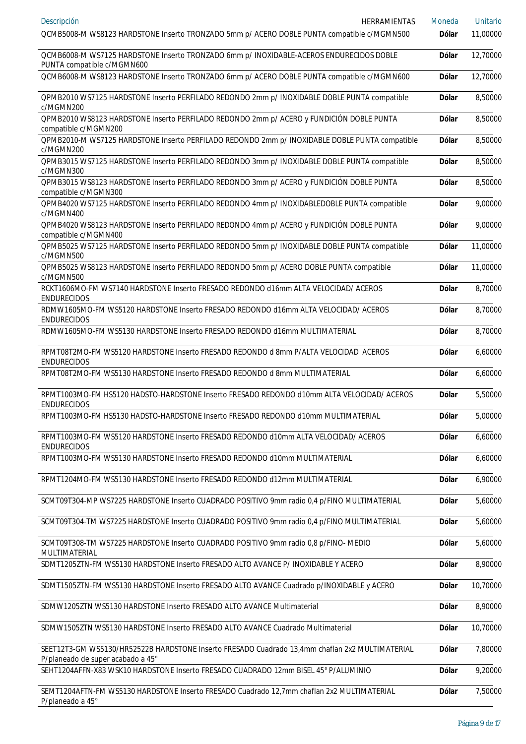| Descripción HERRAMIENTAS | Moneda | Unitario |
| --- | --- | --- |
| QCMB5008-M WS8123 HARDSTONE Inserto TRONZADO 5mm p/ ACERO DOBLE PUNTA compatible c/MGMN500 | Dólar | 11,00000 |
| QCMB6008-M WS7125 HARDSTONE Inserto TRONZADO 6mm p/ INOXIDABLE-ACEROS ENDURECIDOS DOBLE PUNTA compatible c/MGMN600 | Dólar | 12,70000 |
| QCMB6008-M WS8123 HARDSTONE Inserto TRONZADO 6mm p/ ACERO DOBLE PUNTA compatible c/MGMN600 | Dólar | 12,70000 |
| QPMB2010 WS7125 HARDSTONE Inserto PERFILADO REDONDO 2mm p/ INOXIDABLE DOBLE PUNTA compatible c/MGMN200 | Dólar | 8,50000 |
| QPMB2010 WS8123 HARDSTONE Inserto PERFILADO REDONDO 2mm p/ ACERO y FUNDICIÓN DOBLE PUNTA compatible c/MGMN200 | Dólar | 8,50000 |
| QPMB2010-M WS7125 HARDSTONE Inserto PERFILADO REDONDO 2mm p/ INOXIDABLE DOBLE PUNTA compatible c/MGMN200 | Dólar | 8,50000 |
| QPMB3015 WS7125 HARDSTONE Inserto PERFILADO REDONDO 3mm p/ INOXIDABLE DOBLE PUNTA compatible c/MGMN300 | Dólar | 8,50000 |
| QPMB3015 WS8123 HARDSTONE Inserto PERFILADO REDONDO 3mm p/ ACERO y FUNDICIÓN DOBLE PUNTA compatible c/MGMN300 | Dólar | 8,50000 |
| QPMB4020 WS7125 HARDSTONE Inserto PERFILADO REDONDO 4mm p/ INOXIDABLEDOBLE PUNTA compatible c/MGMN400 | Dólar | 9,00000 |
| QPMB4020 WS8123 HARDSTONE Inserto PERFILADO REDONDO 4mm p/ ACERO y FUNDICIÓN DOBLE PUNTA compatible c/MGMN400 | Dólar | 9,00000 |
| QPMB5025 WS7125 HARDSTONE Inserto PERFILADO REDONDO 5mm p/ INOXIDABLE DOBLE PUNTA compatible c/MGMN500 | Dólar | 11,00000 |
| QPMB5025 WS8123 HARDSTONE Inserto PERFILADO REDONDO 5mm p/ ACERO DOBLE PUNTA compatible c/MGMN500 | Dólar | 11,00000 |
| RCKT1606MO-FM WS7140 HARDSTONE Inserto FRESADO REDONDO d16mm ALTA VELOCIDAD/ ACEROS ENDURECIDOS | Dólar | 8,70000 |
| RDMW1605MO-FM WS5120 HARDSTONE Inserto FRESADO REDONDO d16mm ALTA VELOCIDAD/ ACEROS ENDURECIDOS | Dólar | 8,70000 |
| RDMW1605MO-FM WS5130 HARDSTONE Inserto FRESADO REDONDO d16mm MULTIMATERIAL | Dólar | 8,70000 |
| RPMT08T2MO-FM WS5120 HARDSTONE Inserto FRESADO REDONDO d 8mm P/ALTA VELOCIDAD ACEROS ENDURECIDOS | Dólar | 6,60000 |
| RPMT08T2MO-FM WS5130 HARDSTONE Inserto FRESADO REDONDO d 8mm MULTIMATERIAL | Dólar | 6,60000 |
| RPMT1003MO-FM HS5120 HADSTO-HARDSTONE Inserto FRESADO REDONDO d10mm ALTA VELOCIDAD/ ACEROS ENDURECIDOS | Dólar | 5,50000 |
| RPMT1003MO-FM HS5130 HADSTO-HARDSTONE Inserto FRESADO REDONDO d10mm MULTIMATERIAL | Dólar | 5,00000 |
| RPMT1003MO-FM WS5120 HARDSTONE Inserto FRESADO REDONDO d10mm ALTA VELOCIDAD/ ACEROS ENDURECIDOS | Dólar | 6,60000 |
| RPMT1003MO-FM WS5130 HARDSTONE Inserto FRESADO REDONDO d10mm MULTIMATERIAL | Dólar | 6,60000 |
| RPMT1204MO-FM WS5130 HARDSTONE Inserto FRESADO REDONDO d12mm MULTIMATERIAL | Dólar | 6,90000 |
| SCMT09T304-MP WS7225 HARDSTONE Inserto CUADRADO POSITIVO 9mm radio 0,4 p/FINO MULTIMATERIAL | Dólar | 5,60000 |
| SCMT09T304-TM WS7225 HARDSTONE Inserto CUADRADO POSITIVO 9mm radio 0,4 p/FINO MULTIMATERIAL | Dólar | 5,60000 |
| SCMT09T308-TM WS7225 HARDSTONE Inserto CUADRADO POSITIVO 9mm radio 0,8 p/FINO- MEDIO MULTIMATERIAL | Dólar | 5,60000 |
| SDMT1205ZTN-FM WS5130 HARDSTONE Inserto FRESADO ALTO AVANCE P/ INOXIDABLE Y ACERO | Dólar | 8,90000 |
| SDMT1505ZTN-FM WS5130 HARDSTONE Inserto FRESADO ALTO AVANCE Cuadrado p/INOXIDABLE y ACERO | Dólar | 10,70000 |
| SDMW1205ZTN WS5130 HARDSTONE Inserto FRESADO ALTO AVANCE Multimaterial | Dólar | 8,90000 |
| SDMW1505ZTN WS5130 HARDSTONE Inserto FRESADO ALTO AVANCE Cuadrado Multimaterial | Dólar | 10,70000 |
| SEET12T3-GM WS5130/HR52522B HARDSTONE Inserto FRESADO Cuadrado 13,4mm chaflan 2x2 MULTIMATERIAL P/planeado de super acabado a 45° | Dólar | 7,80000 |
| SEHT1204AFFN-X83 WSK10 HARDSTONE Inserto FRESADO CUADRADO 12mm BISEL 45° P/ALUMINIO | Dólar | 9,20000 |
| SEMT1204AFTN-FM WS5130 HARDSTONE Inserto FRESADO Cuadrado 12,7mm chaflan 2x2 MULTIMATERIAL P/planeado a 45° | Dólar | 7,50000 |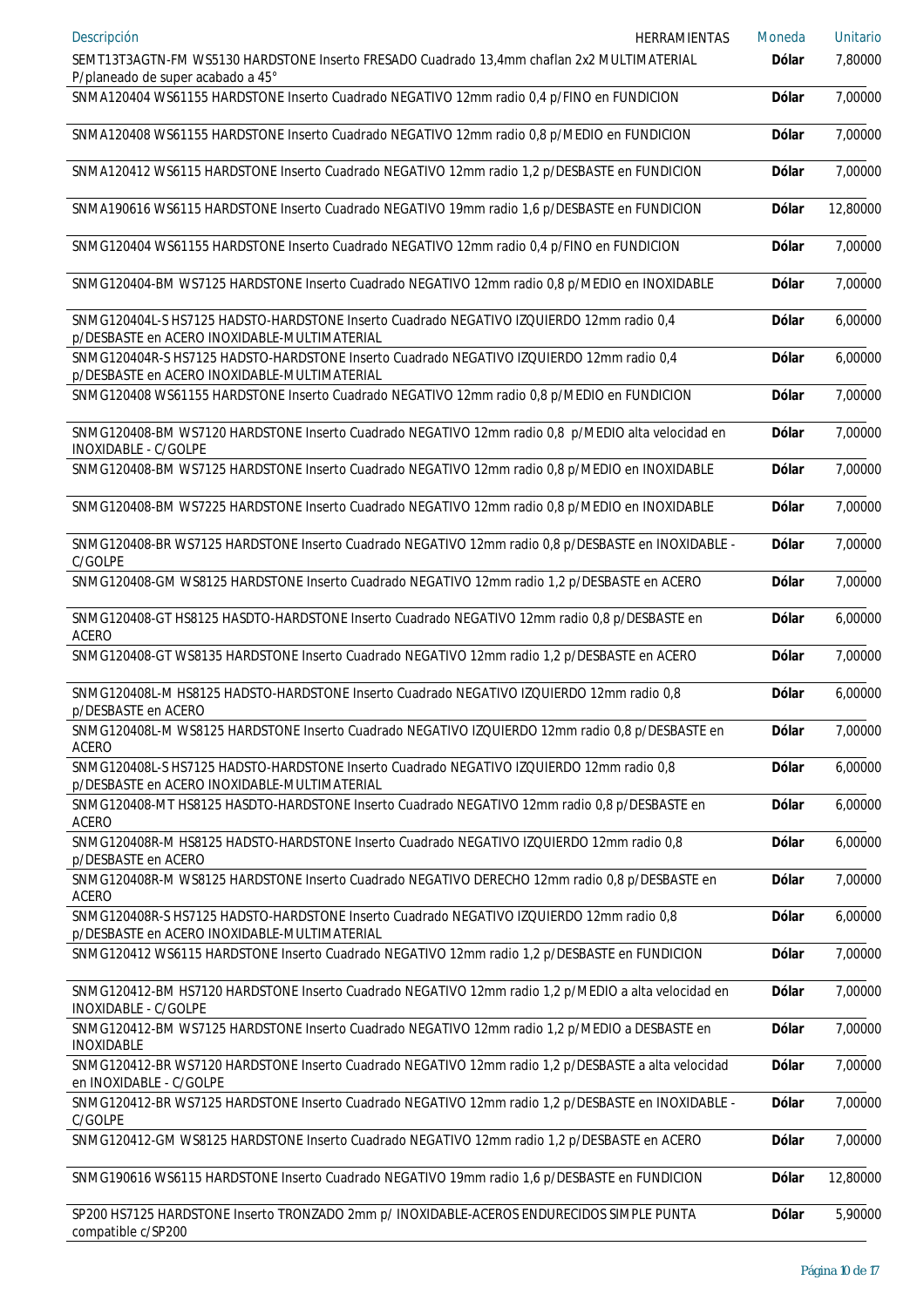| Descripción | HERRAMIENTAS | Moneda | Unitario |
|---|---|---|---|
| SEMT13T3AGTN-FM WS5130 HARDSTONE Inserto FRESADO Cuadrado 13,4mm chaflan 2x2 MULTIMATERIAL P/planeado de super acabado a 45° | | Dólar | 7,80000 |
| SNMA120404 WS61155 HARDSTONE Inserto Cuadrado NEGATIVO 12mm radio 0,4 p/FINO en FUNDICION | | Dólar | 7,00000 |
| SNMA120408 WS61155 HARDSTONE Inserto Cuadrado NEGATIVO 12mm radio 0,8 p/MEDIO en FUNDICION | | Dólar | 7,00000 |
| SNMA120412 WS6115 HARDSTONE Inserto Cuadrado NEGATIVO 12mm radio 1,2 p/DESBASTE en FUNDICION | | Dólar | 7,00000 |
| SNMA190616 WS6115 HARDSTONE Inserto Cuadrado NEGATIVO 19mm radio 1,6 p/DESBASTE en FUNDICION | | Dólar | 12,80000 |
| SNMG120404 WS61155 HARDSTONE Inserto Cuadrado NEGATIVO 12mm radio 0,4 p/FINO en FUNDICION | | Dólar | 7,00000 |
| SNMG120404-BM WS7125 HARDSTONE Inserto Cuadrado NEGATIVO 12mm radio 0,8 p/MEDIO en INOXIDABLE | | Dólar | 7,00000 |
| SNMG120404L-S HS7125 HADSTO-HARDSTONE Inserto Cuadrado NEGATIVO IZQUIERDO 12mm radio 0,4 p/DESBASTE en ACERO INOXIDABLE-MULTIMATERIAL | | Dólar | 6,00000 |
| SNMG120404R-S HS7125 HADSTO-HARDSTONE Inserto Cuadrado NEGATIVO IZQUIERDO 12mm radio 0,4 p/DESBASTE en ACERO INOXIDABLE-MULTIMATERIAL | | Dólar | 6,00000 |
| SNMG120408 WS61155 HARDSTONE Inserto Cuadrado NEGATIVO 12mm radio 0,8 p/MEDIO en FUNDICION | | Dólar | 7,00000 |
| SNMG120408-BM WS7120 HARDSTONE Inserto Cuadrado NEGATIVO 12mm radio 0,8 p/MEDIO alta velocidad en INOXIDABLE - C/GOLPE | | Dólar | 7,00000 |
| SNMG120408-BM WS7125 HARDSTONE Inserto Cuadrado NEGATIVO 12mm radio 0,8 p/MEDIO en INOXIDABLE | | Dólar | 7,00000 |
| SNMG120408-BM WS7225 HARDSTONE Inserto Cuadrado NEGATIVO 12mm radio 0,8 p/MEDIO en INOXIDABLE | | Dólar | 7,00000 |
| SNMG120408-BR WS7125 HARDSTONE Inserto Cuadrado NEGATIVO 12mm radio 0,8 p/DESBASTE en INOXIDABLE - C/GOLPE | | Dólar | 7,00000 |
| SNMG120408-GM WS8125 HARDSTONE Inserto Cuadrado NEGATIVO 12mm radio 1,2 p/DESBASTE en ACERO | | Dólar | 7,00000 |
| SNMG120408-GT HS8125 HASDTO-HARDSTONE Inserto Cuadrado NEGATIVO 12mm radio 0,8 p/DESBASTE en ACERO | | Dólar | 6,00000 |
| SNMG120408-GT WS8135 HARDSTONE Inserto Cuadrado NEGATIVO 12mm radio 1,2 p/DESBASTE en ACERO | | Dólar | 7,00000 |
| SNMG120408L-M HS8125 HADSTO-HARDSTONE Inserto Cuadrado NEGATIVO IZQUIERDO 12mm radio 0,8 p/DESBASTE en ACERO | | Dólar | 6,00000 |
| SNMG120408L-M WS8125 HARDSTONE Inserto Cuadrado NEGATIVO IZQUIERDO 12mm radio 0,8 p/DESBASTE en ACERO | | Dólar | 7,00000 |
| SNMG120408L-S HS7125 HADSTO-HARDSTONE Inserto Cuadrado NEGATIVO IZQUIERDO 12mm radio 0,8 p/DESBASTE en ACERO INOXIDABLE-MULTIMATERIAL | | Dólar | 6,00000 |
| SNMG120408-MT HS8125 HASDTO-HARDSTONE Inserto Cuadrado NEGATIVO 12mm radio 0,8 p/DESBASTE en ACERO | | Dólar | 6,00000 |
| SNMG120408R-M HS8125 HADSTO-HARDSTONE Inserto Cuadrado NEGATIVO IZQUIERDO 12mm radio 0,8 p/DESBASTE en ACERO | | Dólar | 6,00000 |
| SNMG120408R-M WS8125 HARDSTONE Inserto Cuadrado NEGATIVO DERECHO 12mm radio 0,8 p/DESBASTE en ACERO | | Dólar | 7,00000 |
| SNMG120408R-S HS7125 HADSTO-HARDSTONE Inserto Cuadrado NEGATIVO IZQUIERDO 12mm radio 0,8 p/DESBASTE en ACERO INOXIDABLE-MULTIMATERIAL | | Dólar | 6,00000 |
| SNMG120412 WS6115 HARDSTONE Inserto Cuadrado NEGATIVO 12mm radio 1,2 p/DESBASTE en FUNDICION | | Dólar | 7,00000 |
| SNMG120412-BM HS7120 HARDSTONE Inserto Cuadrado NEGATIVO 12mm radio 1,2 p/MEDIO a alta velocidad en INOXIDABLE - C/GOLPE | | Dólar | 7,00000 |
| SNMG120412-BM WS7125 HARDSTONE Inserto Cuadrado NEGATIVO 12mm radio 1,2 p/MEDIO a DESBASTE en INOXIDABLE | | Dólar | 7,00000 |
| SNMG120412-BR WS7120 HARDSTONE Inserto Cuadrado NEGATIVO 12mm radio 1,2 p/DESBASTE a alta velocidad en INOXIDABLE - C/GOLPE | | Dólar | 7,00000 |
| SNMG120412-BR WS7125 HARDSTONE Inserto Cuadrado NEGATIVO 12mm radio 1,2 p/DESBASTE en INOXIDABLE - C/GOLPE | | Dólar | 7,00000 |
| SNMG120412-GM WS8125 HARDSTONE Inserto Cuadrado NEGATIVO 12mm radio 1,2 p/DESBASTE en ACERO | | Dólar | 7,00000 |
| SNMG190616 WS6115 HARDSTONE Inserto Cuadrado NEGATIVO 19mm radio 1,6 p/DESBASTE en FUNDICION | | Dólar | 12,80000 |
| SP200 HS7125 HARDSTONE Inserto TRONZADO 2mm p/ INOXIDABLE-ACEROS ENDURECIDOS SIMPLE PUNTA compatible c/SP200 | | Dólar | 5,90000 |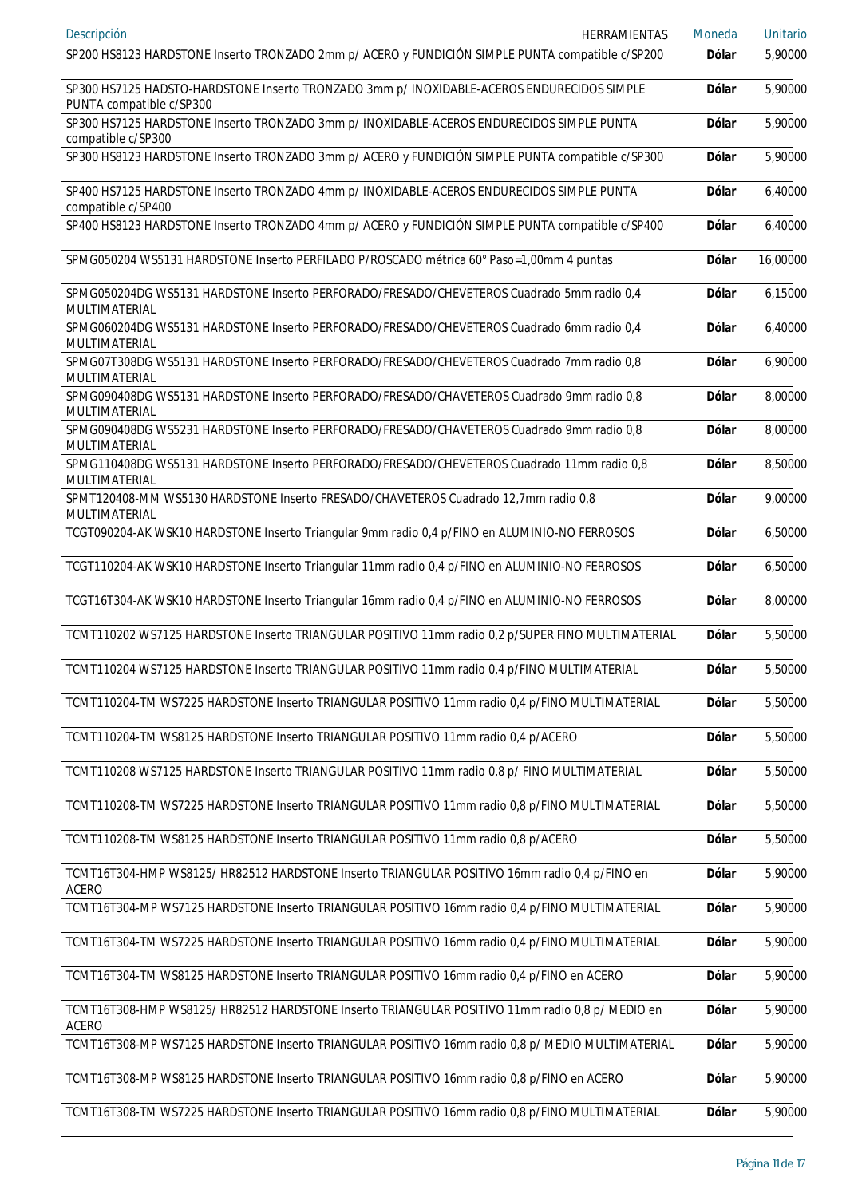| Descripción HERRAMIENTAS | Moneda | Unitario |
|---|---|---|
| SP200 HS8123 HARDSTONE Inserto TRONZADO 2mm p/ ACERO y FUNDICIÓN SIMPLE PUNTA compatible c/SP200 | Dólar | 5,90000 |
| SP300 HS7125 HADSTO-HARDSTONE Inserto TRONZADO 3mm p/ INOXIDABLE-ACEROS ENDURECIDOS SIMPLE PUNTA compatible c/SP300 | Dólar | 5,90000 |
| SP300 HS7125 HARDSTONE Inserto TRONZADO 3mm p/ INOXIDABLE-ACEROS ENDURECIDOS SIMPLE PUNTA compatible c/SP300 | Dólar | 5,90000 |
| SP300 HS8123 HARDSTONE Inserto TRONZADO 3mm p/ ACERO y FUNDICIÓN SIMPLE PUNTA compatible c/SP300 | Dólar | 5,90000 |
| SP400 HS7125 HARDSTONE Inserto TRONZADO 4mm p/ INOXIDABLE-ACEROS ENDURECIDOS SIMPLE PUNTA compatible c/SP400 | Dólar | 6,40000 |
| SP400 HS8123 HARDSTONE Inserto TRONZADO 4mm p/ ACERO y FUNDICIÓN SIMPLE PUNTA compatible c/SP400 | Dólar | 6,40000 |
| SPMG050204 WS5131 HARDSTONE Inserto PERFILADO P/ROSCADO métrica 60° Paso=1,00mm 4 puntas | Dólar | 16,00000 |
| SPMG050204DG WS5131 HARDSTONE Inserto PERFORADO/FRESADO/CHEVETEROS Cuadrado 5mm radio 0,4 MULTIMATERIAL | Dólar | 6,15000 |
| SPMG060204DG WS5131 HARDSTONE Inserto PERFORADO/FRESADO/CHEVETEROS Cuadrado 6mm radio 0,4 MULTIMATERIAL | Dólar | 6,40000 |
| SPMG07T308DG WS5131 HARDSTONE Inserto PERFORADO/FRESADO/CHEVETEROS Cuadrado 7mm radio 0,8 MULTIMATERIAL | Dólar | 6,90000 |
| SPMG090408DG WS5131 HARDSTONE Inserto PERFORADO/FRESADO/CHAVETEROS Cuadrado 9mm radio 0,8 MULTIMATERIAL | Dólar | 8,00000 |
| SPMG090408DG WS5231 HARDSTONE Inserto PERFORADO/FRESADO/CHAVETEROS Cuadrado 9mm radio 0,8 MULTIMATERIAL | Dólar | 8,00000 |
| SPMG110408DG WS5131 HARDSTONE Inserto PERFORADO/FRESADO/CHEVETEROS Cuadrado 11mm radio 0,8 MULTIMATERIAL | Dólar | 8,50000 |
| SPMT120408-MM WS5130 HARDSTONE Inserto FRESADO/CHAVETEROS Cuadrado 12,7mm radio 0,8 MULTIMATERIAL | Dólar | 9,00000 |
| TCGT090204-AK WSK10 HARDSTONE Inserto Triangular 9mm radio 0,4 p/FINO en ALUMINIO-NO FERROSOS | Dólar | 6,50000 |
| TCGT110204-AK WSK10 HARDSTONE Inserto Triangular 11mm radio 0,4 p/FINO en ALUMINIO-NO FERROSOS | Dólar | 6,50000 |
| TCGT16T304-AK WSK10 HARDSTONE Inserto Triangular 16mm radio 0,4 p/FINO en ALUMINIO-NO FERROSOS | Dólar | 8,00000 |
| TCMT110202 WS7125 HARDSTONE Inserto TRIANGULAR POSITIVO 11mm radio 0,2 p/SUPER FINO MULTIMATERIAL | Dólar | 5,50000 |
| TCMT110204 WS7125 HARDSTONE Inserto TRIANGULAR POSITIVO 11mm radio 0,4 p/FINO MULTIMATERIAL | Dólar | 5,50000 |
| TCMT110204-TM WS7225 HARDSTONE Inserto TRIANGULAR POSITIVO 11mm radio 0,4 p/FINO MULTIMATERIAL | Dólar | 5,50000 |
| TCMT110204-TM WS8125 HARDSTONE Inserto TRIANGULAR POSITIVO 11mm radio 0,4 p/ACERO | Dólar | 5,50000 |
| TCMT110208 WS7125 HARDSTONE Inserto TRIANGULAR POSITIVO 11mm radio 0,8 p/ FINO MULTIMATERIAL | Dólar | 5,50000 |
| TCMT110208-TM WS7225 HARDSTONE Inserto TRIANGULAR POSITIVO 11mm radio 0,8 p/FINO MULTIMATERIAL | Dólar | 5,50000 |
| TCMT110208-TM WS8125 HARDSTONE Inserto TRIANGULAR POSITIVO 11mm radio 0,8 p/ACERO | Dólar | 5,50000 |
| TCMT16T304-HMP WS8125/ HR82512 HARDSTONE Inserto TRIANGULAR POSITIVO 16mm radio 0,4 p/FINO en ACERO | Dólar | 5,90000 |
| TCMT16T304-MP WS7125 HARDSTONE Inserto TRIANGULAR POSITIVO 16mm radio 0,4 p/FINO MULTIMATERIAL | Dólar | 5,90000 |
| TCMT16T304-TM WS7225 HARDSTONE Inserto TRIANGULAR POSITIVO 16mm radio 0,4 p/FINO MULTIMATERIAL | Dólar | 5,90000 |
| TCMT16T304-TM WS8125 HARDSTONE Inserto TRIANGULAR POSITIVO 16mm radio 0,4 p/FINO en ACERO | Dólar | 5,90000 |
| TCMT16T308-HMP WS8125/ HR82512 HARDSTONE Inserto TRIANGULAR POSITIVO 11mm radio 0,8 p/ MEDIO en ACERO | Dólar | 5,90000 |
| TCMT16T308-MP WS7125 HARDSTONE Inserto TRIANGULAR POSITIVO 16mm radio 0,8 p/ MEDIO MULTIMATERIAL | Dólar | 5,90000 |
| TCMT16T308-MP WS8125 HARDSTONE Inserto TRIANGULAR POSITIVO 16mm radio 0,8 p/FINO en ACERO | Dólar | 5,90000 |
| TCMT16T308-TM WS7225 HARDSTONE Inserto TRIANGULAR POSITIVO 16mm radio 0,8 p/FINO MULTIMATERIAL | Dólar | 5,90000 |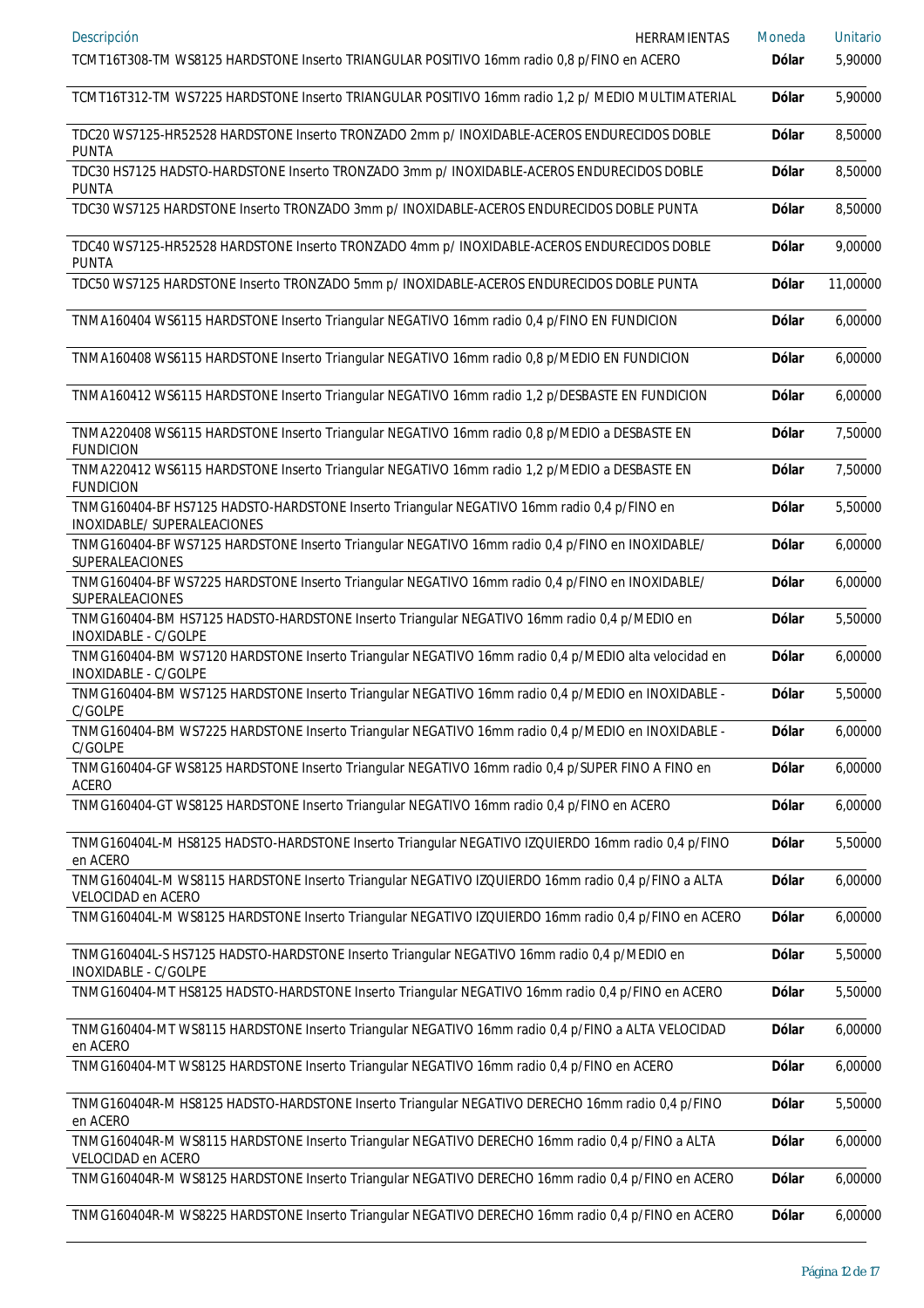| Descripción | HERRAMIENTAS | Moneda | Unitario |
|---|---|---|---|
| TCMT16T308-TM WS8125 HARDSTONE Inserto TRIANGULAR POSITIVO 16mm radio 0,8 p/FINO en ACERO | | Dólar | 5,90000 |
| TCMT16T312-TM WS7225 HARDSTONE Inserto TRIANGULAR POSITIVO 16mm radio 1,2 p/ MEDIO MULTIMATERIAL | | Dólar | 5,90000 |
| TDC20 WS7125-HR52528 HARDSTONE Inserto TRONZADO 2mm p/ INOXIDABLE-ACEROS ENDURECIDOS DOBLE PUNTA | | Dólar | 8,50000 |
| TDC30 HS7125 HADSTO-HARDSTONE Inserto TRONZADO 3mm p/ INOXIDABLE-ACEROS ENDURECIDOS DOBLE PUNTA | | Dólar | 8,50000 |
| TDC30 WS7125 HARDSTONE Inserto TRONZADO 3mm p/ INOXIDABLE-ACEROS ENDURECIDOS DOBLE PUNTA | | Dólar | 8,50000 |
| TDC40 WS7125-HR52528 HARDSTONE Inserto TRONZADO 4mm p/ INOXIDABLE-ACEROS ENDURECIDOS DOBLE PUNTA | | Dólar | 9,00000 |
| TDC50 WS7125 HARDSTONE Inserto TRONZADO 5mm p/ INOXIDABLE-ACEROS ENDURECIDOS DOBLE PUNTA | | Dólar | 11,00000 |
| TNMA160404 WS6115 HARDSTONE Inserto Triangular NEGATIVO 16mm radio 0,4 p/FINO EN FUNDICION | | Dólar | 6,00000 |
| TNMA160408 WS6115 HARDSTONE Inserto Triangular NEGATIVO 16mm radio 0,8 p/MEDIO EN FUNDICION | | Dólar | 6,00000 |
| TNMA160412 WS6115 HARDSTONE Inserto Triangular NEGATIVO 16mm radio 1,2 p/DESBASTE EN FUNDICION | | Dólar | 6,00000 |
| TNMA220408 WS6115 HARDSTONE Inserto Triangular NEGATIVO 16mm radio 0,8 p/MEDIO a DESBASTE EN FUNDICION | | Dólar | 7,50000 |
| TNMA220412 WS6115 HARDSTONE Inserto Triangular NEGATIVO 16mm radio 1,2 p/MEDIO a DESBASTE EN FUNDICION | | Dólar | 7,50000 |
| TNMG160404-BF HS7125 HADSTO-HARDSTONE Inserto Triangular NEGATIVO 16mm radio 0,4 p/FINO en INOXIDABLE/ SUPERALEACIONES | | Dólar | 5,50000 |
| TNMG160404-BF WS7125 HARDSTONE Inserto Triangular NEGATIVO 16mm radio 0,4 p/FINO en INOXIDABLE/ SUPERALEACIONES | | Dólar | 6,00000 |
| TNMG160404-BF WS7225 HARDSTONE Inserto Triangular NEGATIVO 16mm radio 0,4 p/FINO en INOXIDABLE/ SUPERALEACIONES | | Dólar | 6,00000 |
| TNMG160404-BM HS7125 HADSTO-HARDSTONE Inserto Triangular NEGATIVO 16mm radio 0,4 p/MEDIO en INOXIDABLE - C/GOLPE | | Dólar | 5,50000 |
| TNMG160404-BM WS7120 HARDSTONE Inserto Triangular NEGATIVO 16mm radio 0,4 p/MEDIO alta velocidad en INOXIDABLE - C/GOLPE | | Dólar | 6,00000 |
| TNMG160404-BM WS7125 HARDSTONE Inserto Triangular NEGATIVO 16mm radio 0,4 p/MEDIO en INOXIDABLE - C/GOLPE | | Dólar | 5,50000 |
| TNMG160404-BM WS7225 HARDSTONE Inserto Triangular NEGATIVO 16mm radio 0,4 p/MEDIO en INOXIDABLE - C/GOLPE | | Dólar | 6,00000 |
| TNMG160404-GF WS8125 HARDSTONE Inserto Triangular NEGATIVO 16mm radio 0,4 p/SUPER FINO A FINO en ACERO | | Dólar | 6,00000 |
| TNMG160404-GT WS8125 HARDSTONE Inserto Triangular NEGATIVO 16mm radio 0,4 p/FINO en ACERO | | Dólar | 6,00000 |
| TNMG160404L-M HS8125 HADSTO-HARDSTONE Inserto Triangular NEGATIVO IZQUIERDO 16mm radio 0,4 p/FINO en ACERO | | Dólar | 5,50000 |
| TNMG160404L-M WS8115 HARDSTONE Inserto Triangular NEGATIVO IZQUIERDO 16mm radio 0,4 p/FINO a ALTA VELOCIDAD en ACERO | | Dólar | 6,00000 |
| TNMG160404L-M WS8125 HARDSTONE Inserto Triangular NEGATIVO IZQUIERDO 16mm radio 0,4 p/FINO en ACERO | | Dólar | 6,00000 |
| TNMG160404L-S HS7125 HADSTO-HARDSTONE Inserto Triangular NEGATIVO 16mm radio 0,4 p/MEDIO en INOXIDABLE - C/GOLPE | | Dólar | 5,50000 |
| TNMG160404-MT HS8125 HADSTO-HARDSTONE Inserto Triangular NEGATIVO 16mm radio 0,4 p/FINO en ACERO | | Dólar | 5,50000 |
| TNMG160404-MT WS8115 HARDSTONE Inserto Triangular NEGATIVO 16mm radio 0,4 p/FINO a ALTA VELOCIDAD en ACERO | | Dólar | 6,00000 |
| TNMG160404-MT WS8125 HARDSTONE Inserto Triangular NEGATIVO 16mm radio 0,4 p/FINO en ACERO | | Dólar | 6,00000 |
| TNMG160404R-M HS8125 HADSTO-HARDSTONE Inserto Triangular NEGATIVO DERECHO 16mm radio 0,4 p/FINO en ACERO | | Dólar | 5,50000 |
| TNMG160404R-M WS8115 HARDSTONE Inserto Triangular NEGATIVO DERECHO 16mm radio 0,4 p/FINO a ALTA VELOCIDAD en ACERO | | Dólar | 6,00000 |
| TNMG160404R-M WS8125 HARDSTONE Inserto Triangular NEGATIVO DERECHO 16mm radio 0,4 p/FINO en ACERO | | Dólar | 6,00000 |
| TNMG160404R-M WS8225 HARDSTONE Inserto Triangular NEGATIVO DERECHO 16mm radio 0,4 p/FINO en ACERO | | Dólar | 6,00000 |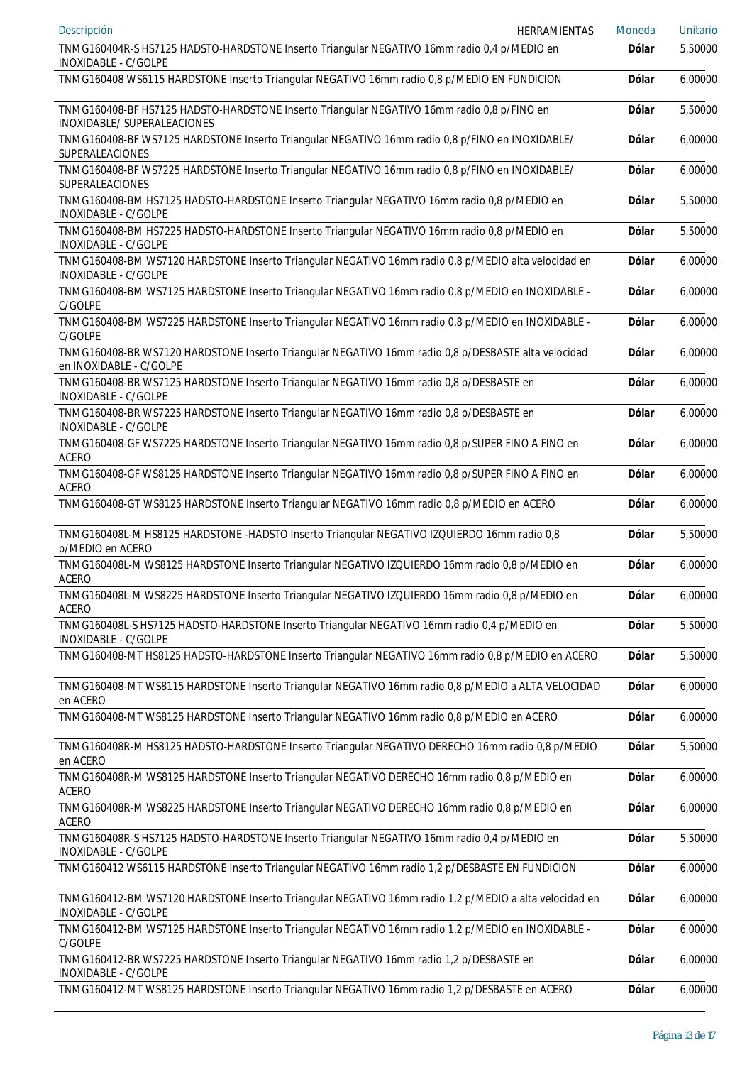| Descripción HERRAMIENTAS | Moneda | Unitario |
| --- | --- | --- |
| TNMG160404R-S HS7125 HADSTO-HARDSTONE Inserto Triangular NEGATIVO 16mm radio 0,4 p/MEDIO en INOXIDABLE - C/GOLPE | Dólar | 5,50000 |
| TNMG160408 WS6115 HARDSTONE Inserto Triangular NEGATIVO 16mm radio 0,8 p/MEDIO EN FUNDICION | Dólar | 6,00000 |
| TNMG160408-BF HS7125 HADSTO-HARDSTONE Inserto Triangular NEGATIVO 16mm radio 0,8 p/FINO en INOXIDABLE/ SUPERALEACIONES | Dólar | 5,50000 |
| TNMG160408-BF WS7125 HARDSTONE Inserto Triangular NEGATIVO 16mm radio 0,8 p/FINO en INOXIDABLE/ SUPERALEACIONES | Dólar | 6,00000 |
| TNMG160408-BF WS7225 HARDSTONE Inserto Triangular NEGATIVO 16mm radio 0,8 p/FINO en INOXIDABLE/ SUPERALEACIONES | Dólar | 6,00000 |
| TNMG160408-BM HS7125 HADSTO-HARDSTONE Inserto Triangular NEGATIVO 16mm radio 0,8 p/MEDIO en INOXIDABLE - C/GOLPE | Dólar | 5,50000 |
| TNMG160408-BM HS7225 HADSTO-HARDSTONE Inserto Triangular NEGATIVO 16mm radio 0,8 p/MEDIO en INOXIDABLE - C/GOLPE | Dólar | 5,50000 |
| TNMG160408-BM WS7120 HARDSTONE Inserto Triangular NEGATIVO 16mm radio 0,8 p/MEDIO alta velocidad en INOXIDABLE - C/GOLPE | Dólar | 6,00000 |
| TNMG160408-BM WS7125 HARDSTONE Inserto Triangular NEGATIVO 16mm radio 0,8 p/MEDIO en INOXIDABLE - C/GOLPE | Dólar | 6,00000 |
| TNMG160408-BM WS7225 HARDSTONE Inserto Triangular NEGATIVO 16mm radio 0,8 p/MEDIO en INOXIDABLE - C/GOLPE | Dólar | 6,00000 |
| TNMG160408-BR WS7120 HARDSTONE Inserto Triangular NEGATIVO 16mm radio 0,8 p/DESBASTE alta velocidad en INOXIDABLE - C/GOLPE | Dólar | 6,00000 |
| TNMG160408-BR WS7125 HARDSTONE Inserto Triangular NEGATIVO 16mm radio 0,8 p/DESBASTE en INOXIDABLE - C/GOLPE | Dólar | 6,00000 |
| TNMG160408-BR WS7225 HARDSTONE Inserto Triangular NEGATIVO 16mm radio 0,8 p/DESBASTE en INOXIDABLE - C/GOLPE | Dólar | 6,00000 |
| TNMG160408-GF WS7225 HARDSTONE Inserto Triangular NEGATIVO 16mm radio 0,8 p/SUPER FINO A FINO en ACERO | Dólar | 6,00000 |
| TNMG160408-GF WS8125 HARDSTONE Inserto Triangular NEGATIVO 16mm radio 0,8 p/SUPER FINO A FINO en ACERO | Dólar | 6,00000 |
| TNMG160408-GT WS8125 HARDSTONE Inserto Triangular NEGATIVO 16mm radio 0,8 p/MEDIO en ACERO | Dólar | 6,00000 |
| TNMG160408L-M HS8125 HARDSTONE -HADSTO Inserto Triangular NEGATIVO IZQUIERDO 16mm radio 0,8 p/MEDIO en ACERO | Dólar | 5,50000 |
| TNMG160408L-M WS8125 HARDSTONE Inserto Triangular NEGATIVO IZQUIERDO 16mm radio 0,8 p/MEDIO en ACERO | Dólar | 6,00000 |
| TNMG160408L-M WS8225 HARDSTONE Inserto Triangular NEGATIVO IZQUIERDO 16mm radio 0,8 p/MEDIO en ACERO | Dólar | 6,00000 |
| TNMG160408L-S HS7125 HADSTO-HARDSTONE Inserto Triangular NEGATIVO 16mm radio 0,4 p/MEDIO en INOXIDABLE - C/GOLPE | Dólar | 5,50000 |
| TNMG160408-MT HS8125 HADSTO-HARDSTONE Inserto Triangular NEGATIVO 16mm radio 0,8 p/MEDIO en ACERO | Dólar | 5,50000 |
| TNMG160408-MT WS8115 HARDSTONE Inserto Triangular NEGATIVO 16mm radio 0,8 p/MEDIO a ALTA VELOCIDAD en ACERO | Dólar | 6,00000 |
| TNMG160408-MT WS8125 HARDSTONE Inserto Triangular NEGATIVO 16mm radio 0,8 p/MEDIO en ACERO | Dólar | 6,00000 |
| TNMG160408R-M HS8125 HADSTO-HARDSTONE Inserto Triangular NEGATIVO DERECHO 16mm radio 0,8 p/MEDIO en ACERO | Dólar | 5,50000 |
| TNMG160408R-M WS8125 HARDSTONE Inserto Triangular NEGATIVO DERECHO 16mm radio 0,8 p/MEDIO en ACERO | Dólar | 6,00000 |
| TNMG160408R-M WS8225 HARDSTONE Inserto Triangular NEGATIVO DERECHO 16mm radio 0,8 p/MEDIO en ACERO | Dólar | 6,00000 |
| TNMG160408R-S HS7125 HADSTO-HARDSTONE Inserto Triangular NEGATIVO 16mm radio 0,4 p/MEDIO en INOXIDABLE - C/GOLPE | Dólar | 5,50000 |
| TNMG160412 WS6115 HARDSTONE Inserto Triangular NEGATIVO 16mm radio 1,2 p/DESBASTE EN FUNDICION | Dólar | 6,00000 |
| TNMG160412-BM WS7120 HARDSTONE Inserto Triangular NEGATIVO 16mm radio 1,2 p/MEDIO a alta velocidad en INOXIDABLE - C/GOLPE | Dólar | 6,00000 |
| TNMG160412-BM WS7125 HARDSTONE Inserto Triangular NEGATIVO 16mm radio 1,2 p/MEDIO en INOXIDABLE - C/GOLPE | Dólar | 6,00000 |
| TNMG160412-BR WS7225 HARDSTONE Inserto Triangular NEGATIVO 16mm radio 1,2 p/DESBASTE en INOXIDABLE - C/GOLPE | Dólar | 6,00000 |
| TNMG160412-MT WS8125 HARDSTONE Inserto Triangular NEGATIVO 16mm radio 1,2 p/DESBASTE en ACERO | Dólar | 6,00000 |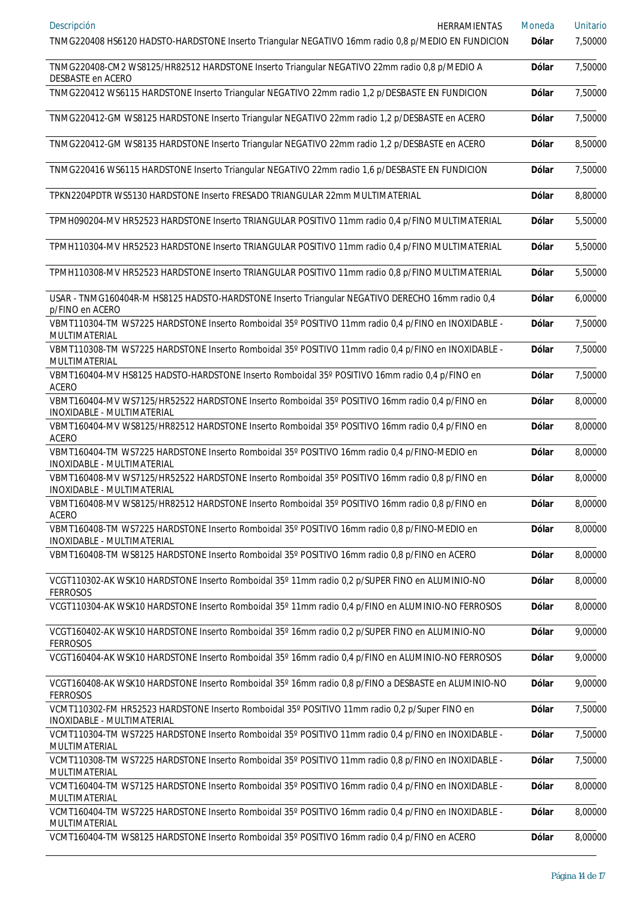| Descripción HERRAMIENTAS | Moneda | Unitario |
|---|---|---|
| TNMG220408 HS6120 HADSTO-HARDSTONE Inserto Triangular NEGATIVO 16mm radio 0,8 p/MEDIO EN FUNDICION | Dólar | 7,50000 |
| TNMG220408-CM2 WS8125/HR82512 HARDSTONE Inserto Triangular NEGATIVO 22mm radio 0,8 p/MEDIO A DESBASTE en ACERO | Dólar | 7,50000 |
| TNMG220412 WS6115 HARDSTONE Inserto Triangular NEGATIVO 22mm radio 1,2 p/DESBASTE EN FUNDICION | Dólar | 7,50000 |
| TNMG220412-GM WS8125 HARDSTONE Inserto Triangular NEGATIVO 22mm radio 1,2 p/DESBASTE en ACERO | Dólar | 7,50000 |
| TNMG220412-GM WS8135 HARDSTONE Inserto Triangular NEGATIVO 22mm radio 1,2 p/DESBASTE en ACERO | Dólar | 8,50000 |
| TNMG220416 WS6115 HARDSTONE Inserto Triangular NEGATIVO 22mm radio 1,6 p/DESBASTE EN FUNDICION | Dólar | 7,50000 |
| TPKN2204PDTR WS5130 HARDSTONE Inserto FRESADO TRIANGULAR 22mm MULTIMATERIAL | Dólar | 8,80000 |
| TPMH090204-MV HR52523 HARDSTONE Inserto TRIANGULAR POSITIVO 11mm radio 0,4 p/FINO MULTIMATERIAL | Dólar | 5,50000 |
| TPMH110304-MV HR52523 HARDSTONE Inserto TRIANGULAR POSITIVO 11mm radio 0,4 p/FINO MULTIMATERIAL | Dólar | 5,50000 |
| TPMH110308-MV HR52523 HARDSTONE Inserto TRIANGULAR POSITIVO 11mm radio 0,8 p/FINO MULTIMATERIAL | Dólar | 5,50000 |
| USAR - TNMG160404R-M HS8125 HADSTO-HARDSTONE Inserto Triangular NEGATIVO DERECHO 16mm radio 0,4 p/FINO en ACERO | Dólar | 6,00000 |
| VBMT110304-TM WS7225 HARDSTONE Inserto Romboidal 35º POSITIVO 11mm radio 0,4 p/FINO en INOXIDABLE - MULTIMATERIAL | Dólar | 7,50000 |
| VBMT110308-TM WS7225 HARDSTONE Inserto Romboidal 35º POSITIVO 11mm radio 0,4 p/FINO en INOXIDABLE - MULTIMATERIAL | Dólar | 7,50000 |
| VBMT160404-MV HS8125 HADSTO-HARDSTONE Inserto Romboidal 35º POSITIVO 16mm radio 0,4 p/FINO en ACERO | Dólar | 7,50000 |
| VBMT160404-MV WS7125/HR52522 HARDSTONE Inserto Romboidal 35º POSITIVO 16mm radio 0,4 p/FINO en INOXIDABLE - MULTIMATERIAL | Dólar | 8,00000 |
| VBMT160404-MV WS8125/HR82512 HARDSTONE Inserto Romboidal 35º POSITIVO 16mm radio 0,4 p/FINO en ACERO | Dólar | 8,00000 |
| VBMT160404-TM WS7225 HARDSTONE Inserto Romboidal 35º POSITIVO 16mm radio 0,4 p/FINO-MEDIO en INOXIDABLE - MULTIMATERIAL | Dólar | 8,00000 |
| VBMT160408-MV WS7125/HR52522 HARDSTONE Inserto Romboidal 35º POSITIVO 16mm radio 0,8 p/FINO en INOXIDABLE - MULTIMATERIAL | Dólar | 8,00000 |
| VBMT160408-MV WS8125/HR82512 HARDSTONE Inserto Romboidal 35º POSITIVO 16mm radio 0,8 p/FINO en ACERO | Dólar | 8,00000 |
| VBMT160408-TM WS7225 HARDSTONE Inserto Romboidal 35º POSITIVO 16mm radio 0,8 p/FINO-MEDIO en INOXIDABLE - MULTIMATERIAL | Dólar | 8,00000 |
| VBMT160408-TM WS8125 HARDSTONE Inserto Romboidal 35º POSITIVO 16mm radio 0,8 p/FINO en ACERO | Dólar | 8,00000 |
| VCGT110302-AK WSK10 HARDSTONE Inserto Romboidal 35º 11mm radio 0,2 p/SUPER FINO en ALUMINIO-NO FERROSOS | Dólar | 8,00000 |
| VCGT110304-AK WSK10 HARDSTONE Inserto Romboidal 35º 11mm radio 0,4 p/FINO en ALUMINIO-NO FERROSOS | Dólar | 8,00000 |
| VCGT160402-AK WSK10 HARDSTONE Inserto Romboidal 35º 16mm radio 0,2 p/SUPER FINO en ALUMINIO-NO FERROSOS | Dólar | 9,00000 |
| VCGT160404-AK WSK10 HARDSTONE Inserto Romboidal 35º 16mm radio 0,4 p/FINO en ALUMINIO-NO FERROSOS | Dólar | 9,00000 |
| VCGT160408-AK WSK10 HARDSTONE Inserto Romboidal 35º 16mm radio 0,8 p/FINO a DESBASTE en ALUMINIO-NO FERROSOS | Dólar | 9,00000 |
| VCMT110302-FM HR52523 HARDSTONE Inserto Romboidal 35º POSITIVO 11mm radio 0,2 p/Super FINO en INOXIDABLE - MULTIMATERIAL | Dólar | 7,50000 |
| VCMT110304-TM WS7225 HARDSTONE Inserto Romboidal 35º POSITIVO 11mm radio 0,4 p/FINO en INOXIDABLE - MULTIMATERIAL | Dólar | 7,50000 |
| VCMT110308-TM WS7225 HARDSTONE Inserto Romboidal 35º POSITIVO 11mm radio 0,8 p/FINO en INOXIDABLE - MULTIMATERIAL | Dólar | 7,50000 |
| VCMT160404-TM WS7125 HARDSTONE Inserto Romboidal 35º POSITIVO 16mm radio 0,4 p/FINO en INOXIDABLE - MULTIMATERIAL | Dólar | 8,00000 |
| VCMT160404-TM WS7225 HARDSTONE Inserto Romboidal 35º POSITIVO 16mm radio 0,4 p/FINO en INOXIDABLE - MULTIMATERIAL | Dólar | 8,00000 |
| VCMT160404-TM WS8125 HARDSTONE Inserto Romboidal 35º POSITIVO 16mm radio 0,4 p/FINO en ACERO | Dólar | 8,00000 |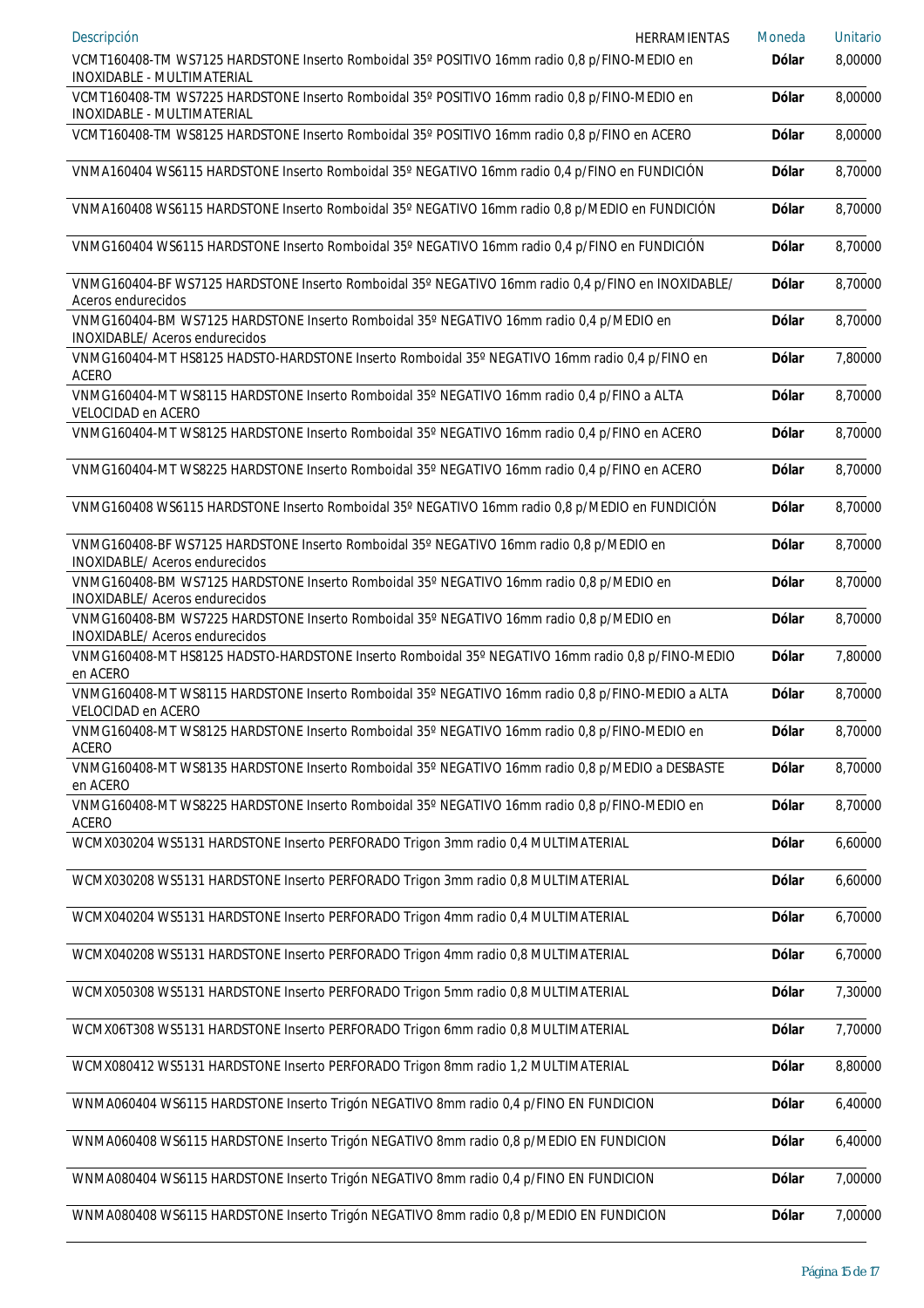| Descripción HERRAMIENTAS | Moneda | Unitario |
|---|---|---|
| VCMT160408-TM WS7125 HARDSTONE Inserto Romboidal 35º POSITIVO 16mm radio 0,8 p/FINO-MEDIO en INOXIDABLE - MULTIMATERIAL | Dólar | 8,00000 |
| VCMT160408-TM WS7225 HARDSTONE Inserto Romboidal 35º POSITIVO 16mm radio 0,8 p/FINO-MEDIO en INOXIDABLE - MULTIMATERIAL | Dólar | 8,00000 |
| VCMT160408-TM WS8125 HARDSTONE Inserto Romboidal 35º POSITIVO 16mm radio 0,8 p/FINO en ACERO | Dólar | 8,00000 |
| VNMA160404 WS6115 HARDSTONE Inserto Romboidal 35º NEGATIVO 16mm radio 0,4 p/FINO en FUNDICIÓN | Dólar | 8,70000 |
| VNMA160408 WS6115 HARDSTONE Inserto Romboidal 35º NEGATIVO 16mm radio 0,8 p/MEDIO en FUNDICIÓN | Dólar | 8,70000 |
| VNMG160404 WS6115 HARDSTONE Inserto Romboidal 35º NEGATIVO 16mm radio 0,4 p/FINO en FUNDICIÓN | Dólar | 8,70000 |
| VNMG160404-BF WS7125 HARDSTONE Inserto Romboidal 35º NEGATIVO 16mm radio 0,4 p/FINO en INOXIDABLE/ Aceros endurecidos | Dólar | 8,70000 |
| VNMG160404-BM WS7125 HARDSTONE Inserto Romboidal 35º NEGATIVO 16mm radio 0,4 p/MEDIO en INOXIDABLE/ Aceros endurecidos | Dólar | 8,70000 |
| VNMG160404-MT HS8125 HADSTO-HARDSTONE Inserto Romboidal 35º NEGATIVO 16mm radio 0,4 p/FINO en ACERO | Dólar | 7,80000 |
| VNMG160404-MT WS8115 HARDSTONE Inserto Romboidal 35º NEGATIVO 16mm radio 0,4 p/FINO a ALTA VELOCIDAD en ACERO | Dólar | 8,70000 |
| VNMG160404-MT WS8125 HARDSTONE Inserto Romboidal 35º NEGATIVO 16mm radio 0,4 p/FINO en ACERO | Dólar | 8,70000 |
| VNMG160404-MT WS8225 HARDSTONE Inserto Romboidal 35º NEGATIVO 16mm radio 0,4 p/FINO en ACERO | Dólar | 8,70000 |
| VNMG160408 WS6115 HARDSTONE Inserto Romboidal 35º NEGATIVO 16mm radio 0,8 p/MEDIO en FUNDICIÓN | Dólar | 8,70000 |
| VNMG160408-BF WS7125 HARDSTONE Inserto Romboidal 35º NEGATIVO 16mm radio 0,8 p/MEDIO en INOXIDABLE/ Aceros endurecidos | Dólar | 8,70000 |
| VNMG160408-BM WS7125 HARDSTONE Inserto Romboidal 35º NEGATIVO 16mm radio 0,8 p/MEDIO en INOXIDABLE/ Aceros endurecidos | Dólar | 8,70000 |
| VNMG160408-BM WS7225 HARDSTONE Inserto Romboidal 35º NEGATIVO 16mm radio 0,8 p/MEDIO en INOXIDABLE/ Aceros endurecidos | Dólar | 8,70000 |
| VNMG160408-MT HS8125 HADSTO-HARDSTONE Inserto Romboidal 35º NEGATIVO 16mm radio 0,8 p/FINO-MEDIO en ACERO | Dólar | 7,80000 |
| VNMG160408-MT WS8115 HARDSTONE Inserto Romboidal 35º NEGATIVO 16mm radio 0,8 p/FINO-MEDIO a ALTA VELOCIDAD en ACERO | Dólar | 8,70000 |
| VNMG160408-MT WS8125 HARDSTONE Inserto Romboidal 35º NEGATIVO 16mm radio 0,8 p/FINO-MEDIO en ACERO | Dólar | 8,70000 |
| VNMG160408-MT WS8135 HARDSTONE Inserto Romboidal 35º NEGATIVO 16mm radio 0,8 p/MEDIO a DESBASTE en ACERO | Dólar | 8,70000 |
| VNMG160408-MT WS8225 HARDSTONE Inserto Romboidal 35º NEGATIVO 16mm radio 0,8 p/FINO-MEDIO en ACERO | Dólar | 8,70000 |
| WCMX030204 WS5131 HARDSTONE Inserto PERFORADO Trigon 3mm radio 0,4 MULTIMATERIAL | Dólar | 6,60000 |
| WCMX030208 WS5131 HARDSTONE Inserto PERFORADO Trigon 3mm radio 0,8 MULTIMATERIAL | Dólar | 6,60000 |
| WCMX040204 WS5131 HARDSTONE Inserto PERFORADO Trigon 4mm radio 0,4 MULTIMATERIAL | Dólar | 6,70000 |
| WCMX040208 WS5131 HARDSTONE Inserto PERFORADO Trigon 4mm radio 0,8 MULTIMATERIAL | Dólar | 6,70000 |
| WCMX050308 WS5131 HARDSTONE Inserto PERFORADO Trigon 5mm radio 0,8 MULTIMATERIAL | Dólar | 7,30000 |
| WCMX06T308 WS5131 HARDSTONE Inserto PERFORADO Trigon 6mm radio 0,8 MULTIMATERIAL | Dólar | 7,70000 |
| WCMX080412 WS5131 HARDSTONE Inserto PERFORADO Trigon 8mm radio 1,2 MULTIMATERIAL | Dólar | 8,80000 |
| WNMA060404 WS6115 HARDSTONE Inserto Trigón NEGATIVO 8mm radio 0,4 p/FINO EN FUNDICION | Dólar | 6,40000 |
| WNMA060408 WS6115 HARDSTONE Inserto Trigón NEGATIVO 8mm radio 0,8 p/MEDIO EN FUNDICION | Dólar | 6,40000 |
| WNMA080404 WS6115 HARDSTONE Inserto Trigón NEGATIVO 8mm radio 0,4 p/FINO EN FUNDICION | Dólar | 7,00000 |
| WNMA080408 WS6115 HARDSTONE Inserto Trigón NEGATIVO 8mm radio 0,8 p/MEDIO EN FUNDICION | Dólar | 7,00000 |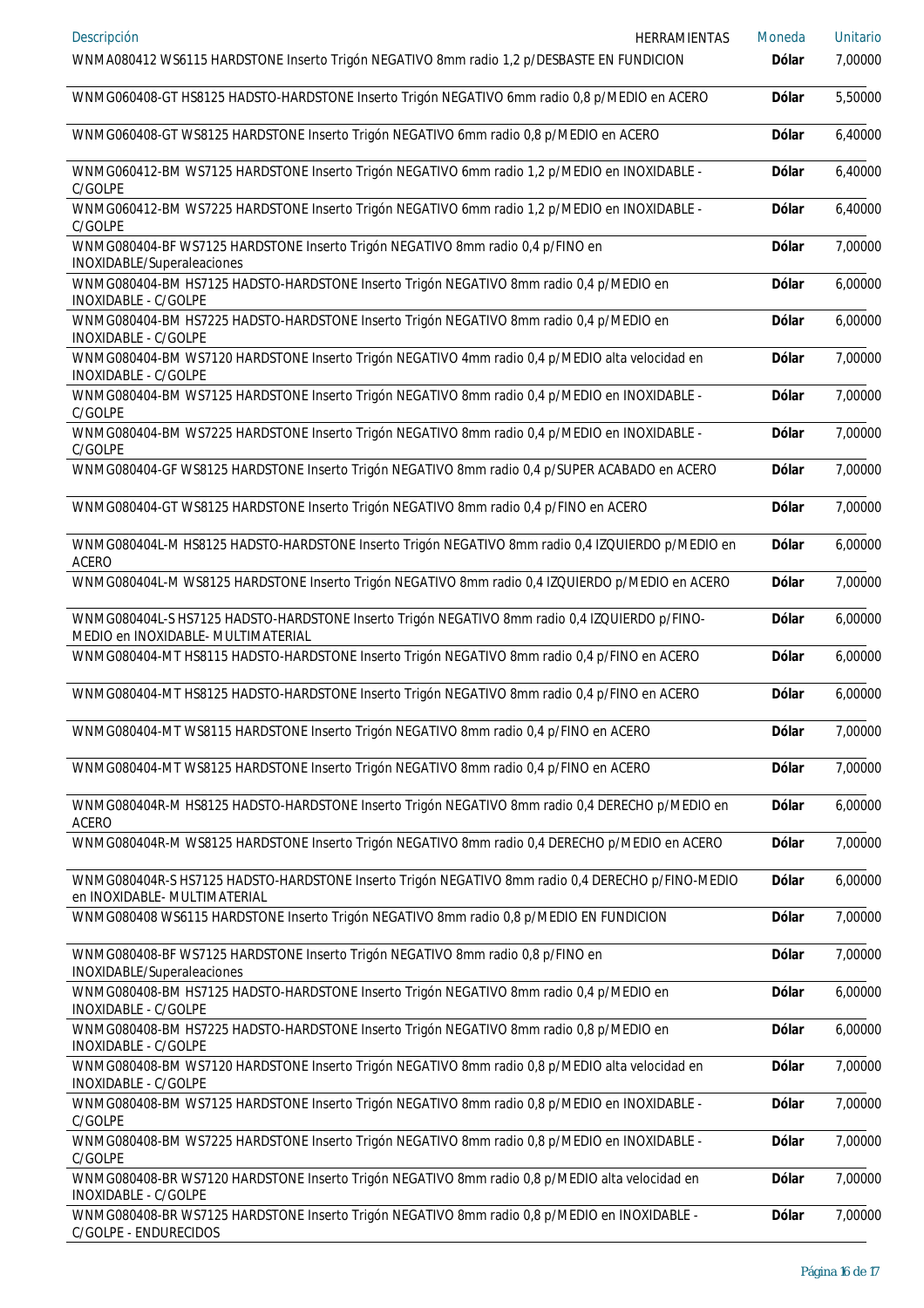| Descripción HERRAMIENTAS | Moneda | Unitario |
|---|---|---|
| WNMA080412 WS6115 HARDSTONE Inserto Trigón NEGATIVO 8mm radio 1,2 p/DESBASTE EN FUNDICION | Dólar | 7,00000 |
| WNMG060408-GT HS8125 HADSTO-HARDSTONE Inserto Trigón NEGATIVO 6mm radio 0,8 p/MEDIO en ACERO | Dólar | 5,50000 |
| WNMG060408-GT WS8125 HARDSTONE Inserto Trigón NEGATIVO 6mm radio 0,8 p/MEDIO en ACERO | Dólar | 6,40000 |
| WNMG060412-BM WS7125 HARDSTONE Inserto Trigón NEGATIVO 6mm radio 1,2 p/MEDIO en INOXIDABLE - C/GOLPE | Dólar | 6,40000 |
| WNMG060412-BM WS7225 HARDSTONE Inserto Trigón NEGATIVO 6mm radio 1,2 p/MEDIO en INOXIDABLE - C/GOLPE | Dólar | 6,40000 |
| WNMG080404-BF WS7125 HARDSTONE Inserto Trigón NEGATIVO 8mm radio 0,4 p/FINO en INOXIDABLE/Superaleaciones | Dólar | 7,00000 |
| WNMG080404-BM HS7125 HADSTO-HARDSTONE Inserto Trigón NEGATIVO 8mm radio 0,4 p/MEDIO en INOXIDABLE - C/GOLPE | Dólar | 6,00000 |
| WNMG080404-BM HS7225 HADSTO-HARDSTONE Inserto Trigón NEGATIVO 8mm radio 0,4 p/MEDIO en INOXIDABLE - C/GOLPE | Dólar | 6,00000 |
| WNMG080404-BM WS7120 HARDSTONE Inserto Trigón NEGATIVO 4mm radio 0,4 p/MEDIO alta velocidad en INOXIDABLE - C/GOLPE | Dólar | 7,00000 |
| WNMG080404-BM WS7125 HARDSTONE Inserto Trigón NEGATIVO 8mm radio 0,4 p/MEDIO en INOXIDABLE - C/GOLPE | Dólar | 7,00000 |
| WNMG080404-BM WS7225 HARDSTONE Inserto Trigón NEGATIVO 8mm radio 0,4 p/MEDIO en INOXIDABLE - C/GOLPE | Dólar | 7,00000 |
| WNMG080404-GF WS8125 HARDSTONE Inserto Trigón NEGATIVO 8mm radio 0,4 p/SUPER ACABADO en ACERO | Dólar | 7,00000 |
| WNMG080404-GT WS8125 HARDSTONE Inserto Trigón NEGATIVO 8mm radio 0,4 p/FINO en ACERO | Dólar | 7,00000 |
| WNMG080404L-M HS8125 HADSTO-HARDSTONE Inserto Trigón NEGATIVO 8mm radio 0,4 IZQUIERDO p/MEDIO en ACERO | Dólar | 6,00000 |
| WNMG080404L-M WS8125 HARDSTONE Inserto Trigón NEGATIVO 8mm radio 0,4 IZQUIERDO p/MEDIO en ACERO | Dólar | 7,00000 |
| WNMG080404L-S HS7125 HADSTO-HARDSTONE Inserto Trigón NEGATIVO 8mm radio 0,4 IZQUIERDO p/FINO-MEDIO en INOXIDABLE- MULTIMATERIAL | Dólar | 6,00000 |
| WNMG080404-MT HS8115 HADSTO-HARDSTONE Inserto Trigón NEGATIVO 8mm radio 0,4 p/FINO en ACERO | Dólar | 6,00000 |
| WNMG080404-MT HS8125 HADSTO-HARDSTONE Inserto Trigón NEGATIVO 8mm radio 0,4 p/FINO en ACERO | Dólar | 6,00000 |
| WNMG080404-MT WS8115 HARDSTONE Inserto Trigón NEGATIVO 8mm radio 0,4 p/FINO en ACERO | Dólar | 7,00000 |
| WNMG080404-MT WS8125 HARDSTONE Inserto Trigón NEGATIVO 8mm radio 0,4 p/FINO en ACERO | Dólar | 7,00000 |
| WNMG080404R-M HS8125 HADSTO-HARDSTONE Inserto Trigón NEGATIVO 8mm radio 0,4 DERECHO p/MEDIO en ACERO | Dólar | 6,00000 |
| WNMG080404R-M WS8125 HARDSTONE Inserto Trigón NEGATIVO 8mm radio 0,4 DERECHO p/MEDIO en ACERO | Dólar | 7,00000 |
| WNMG080404R-S HS7125 HADSTO-HARDSTONE Inserto Trigón NEGATIVO 8mm radio 0,4 DERECHO p/FINO-MEDIO en INOXIDABLE- MULTIMATERIAL | Dólar | 6,00000 |
| WNMG080408 WS6115 HARDSTONE Inserto Trigón NEGATIVO 8mm radio 0,8 p/MEDIO EN FUNDICION | Dólar | 7,00000 |
| WNMG080408-BF WS7125 HARDSTONE Inserto Trigón NEGATIVO 8mm radio 0,8 p/FINO en INOXIDABLE/Superaleaciones | Dólar | 7,00000 |
| WNMG080408-BM HS7125 HADSTO-HARDSTONE Inserto Trigón NEGATIVO 8mm radio 0,4 p/MEDIO en INOXIDABLE - C/GOLPE | Dólar | 6,00000 |
| WNMG080408-BM HS7225 HADSTO-HARDSTONE Inserto Trigón NEGATIVO 8mm radio 0,8 p/MEDIO en INOXIDABLE - C/GOLPE | Dólar | 6,00000 |
| WNMG080408-BM WS7120 HARDSTONE Inserto Trigón NEGATIVO 8mm radio 0,8 p/MEDIO alta velocidad en INOXIDABLE - C/GOLPE | Dólar | 7,00000 |
| WNMG080408-BM WS7125 HARDSTONE Inserto Trigón NEGATIVO 8mm radio 0,8 p/MEDIO en INOXIDABLE - C/GOLPE | Dólar | 7,00000 |
| WNMG080408-BM WS7225 HARDSTONE Inserto Trigón NEGATIVO 8mm radio 0,8 p/MEDIO en INOXIDABLE - C/GOLPE | Dólar | 7,00000 |
| WNMG080408-BR WS7120 HARDSTONE Inserto Trigón NEGATIVO 8mm radio 0,8 p/MEDIO alta velocidad en INOXIDABLE - C/GOLPE | Dólar | 7,00000 |
| WNMG080408-BR WS7125 HARDSTONE Inserto Trigón NEGATIVO 8mm radio 0,8 p/MEDIO en INOXIDABLE - C/GOLPE - ENDURECIDOS | Dólar | 7,00000 |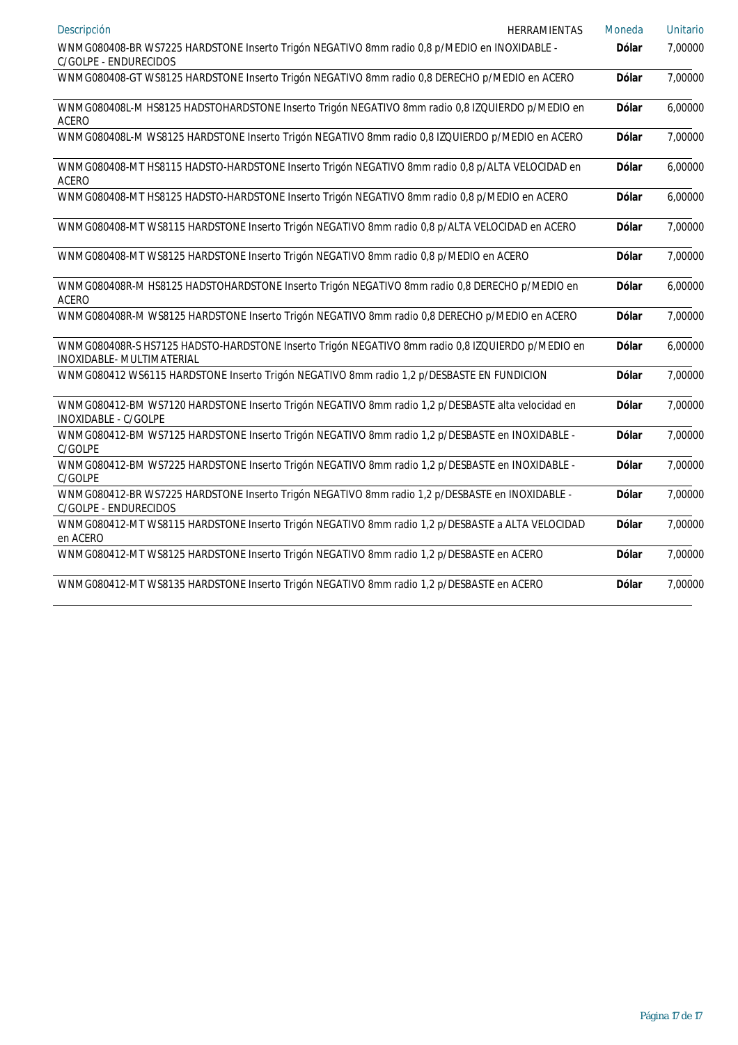| Descripción HERRAMIENTAS | Moneda | Unitario |
| --- | --- | --- |
| WNMG080408-BR WS7225 HARDSTONE Inserto Trigón NEGATIVO 8mm radio 0,8 p/MEDIO en INOXIDABLE - C/GOLPE - ENDURECIDOS | **Dólar** | 7,00000 |
| WNMG080408-GT WS8125 HARDSTONE Inserto Trigón NEGATIVO 8mm radio 0,8 DERECHO p/MEDIO en ACERO | **Dólar** | 7,00000 |
| WNMG080408L-M HS8125 HADSTOHARDSTONE Inserto Trigón NEGATIVO 8mm radio 0,8 IZQUIERDO p/MEDIO en ACERO | **Dólar** | 6,00000 |
| WNMG080408L-M WS8125 HARDSTONE Inserto Trigón NEGATIVO 8mm radio 0,8 IZQUIERDO p/MEDIO en ACERO | **Dólar** | 7,00000 |
| WNMG080408-MT HS8115 HADSTO-HARDSTONE Inserto Trigón NEGATIVO 8mm radio 0,8 p/ALTA VELOCIDAD en ACERO | **Dólar** | 6,00000 |
| WNMG080408-MT HS8125 HADSTO-HARDSTONE Inserto Trigón NEGATIVO 8mm radio 0,8 p/MEDIO en ACERO | **Dólar** | 6,00000 |
| WNMG080408-MT WS8115 HARDSTONE Inserto Trigón NEGATIVO 8mm radio 0,8 p/ALTA VELOCIDAD en ACERO | **Dólar** | 7,00000 |
| WNMG080408-MT WS8125 HARDSTONE Inserto Trigón NEGATIVO 8mm radio 0,8 p/MEDIO en ACERO | **Dólar** | 7,00000 |
| WNMG080408R-M HS8125 HADSTOHARDSTONE Inserto Trigón NEGATIVO 8mm radio 0,8 DERECHO p/MEDIO en ACERO | **Dólar** | 6,00000 |
| WNMG080408R-M WS8125 HARDSTONE Inserto Trigón NEGATIVO 8mm radio 0,8 DERECHO p/MEDIO en ACERO | **Dólar** | 7,00000 |
| WNMG080408R-S HS7125 HADSTO-HARDSTONE Inserto Trigón NEGATIVO 8mm radio 0,8 IZQUIERDO p/MEDIO en INOXIDABLE- MULTIMATERIAL | **Dólar** | 6,00000 |
| WNMG080412 WS6115 HARDSTONE Inserto Trigón NEGATIVO 8mm radio 1,2 p/DESBASTE EN FUNDICION | **Dólar** | 7,00000 |
| WNMG080412-BM WS7120 HARDSTONE Inserto Trigón NEGATIVO 8mm radio 1,2 p/DESBASTE alta velocidad en INOXIDABLE - C/GOLPE | **Dólar** | 7,00000 |
| WNMG080412-BM WS7125 HARDSTONE Inserto Trigón NEGATIVO 8mm radio 1,2 p/DESBASTE en INOXIDABLE - C/GOLPE | **Dólar** | 7,00000 |
| WNMG080412-BM WS7225 HARDSTONE Inserto Trigón NEGATIVO 8mm radio 1,2 p/DESBASTE en INOXIDABLE - C/GOLPE | **Dólar** | 7,00000 |
| WNMG080412-BR WS7225 HARDSTONE Inserto Trigón NEGATIVO 8mm radio 1,2 p/DESBASTE en INOXIDABLE - C/GOLPE - ENDURECIDOS | **Dólar** | 7,00000 |
| WNMG080412-MT WS8115 HARDSTONE Inserto Trigón NEGATIVO 8mm radio 1,2 p/DESBASTE a ALTA VELOCIDAD en ACERO | **Dólar** | 7,00000 |
| WNMG080412-MT WS8125 HARDSTONE Inserto Trigón NEGATIVO 8mm radio 1,2 p/DESBASTE en ACERO | **Dólar** | 7,00000 |
| WNMG080412-MT WS8135 HARDSTONE Inserto Trigón NEGATIVO 8mm radio 1,2 p/DESBASTE en ACERO | **Dólar** | 7,00000 |